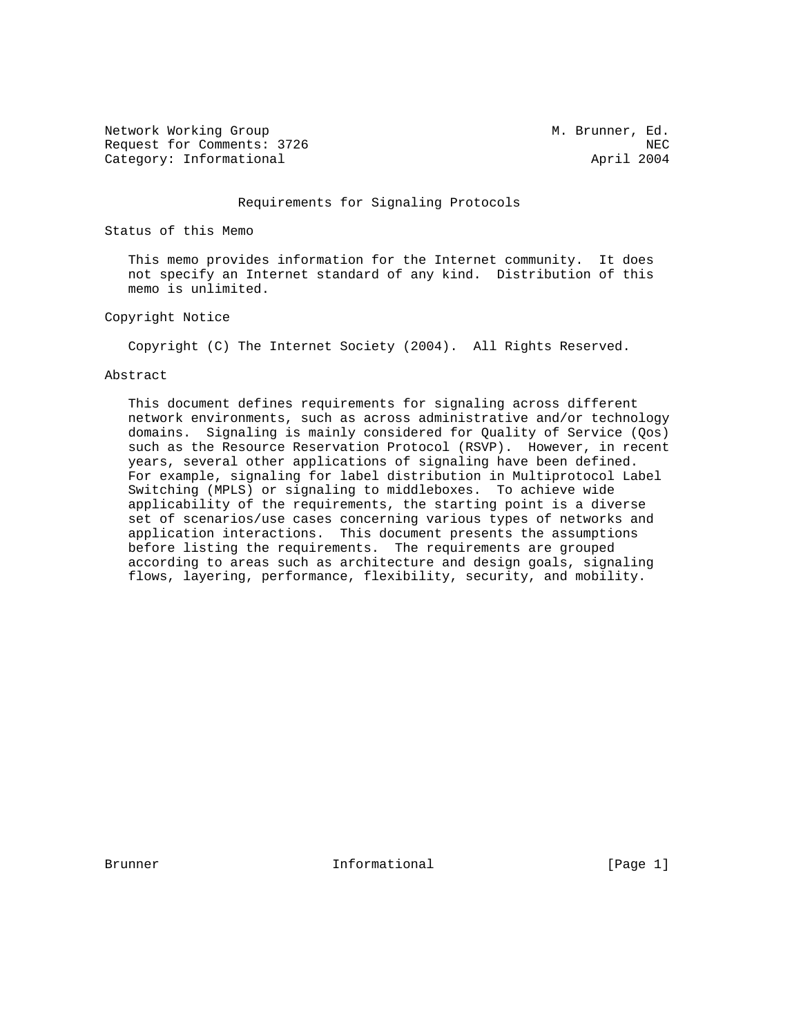Network Working Group M. Brunner, Ed.
Request for Comments: 3726 NEC
Category: Informational April 2004

# Requirements for Signaling Protocols

## Status of this Memo

This memo provides information for the Internet community. It does not specify an Internet standard of any kind. Distribution of this memo is unlimited.

## Copyright Notice

Copyright (C) The Internet Society (2004). All Rights Reserved.

## Abstract

This document defines requirements for signaling across different network environments, such as across administrative and/or technology domains. Signaling is mainly considered for Quality of Service (Qos) such as the Resource Reservation Protocol (RSVP). However, in recent years, several other applications of signaling have been defined. For example, signaling for label distribution in Multiprotocol Label Switching (MPLS) or signaling to middleboxes. To achieve wide applicability of the requirements, the starting point is a diverse set of scenarios/use cases concerning various types of networks and application interactions. This document presents the assumptions before listing the requirements. The requirements are grouped according to areas such as architecture and design goals, signaling flows, layering, performance, flexibility, security, and mobility.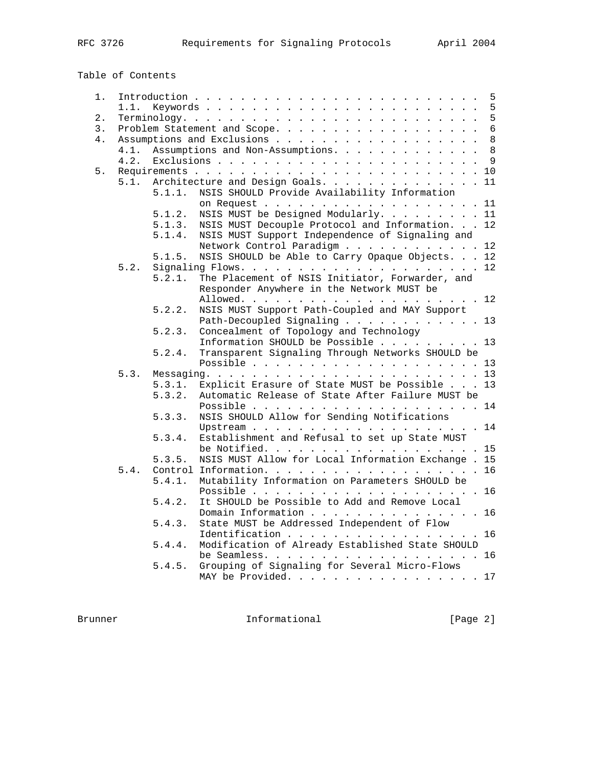Table of Contents

```
   1.  Introduction . . . . . . . . . . . . . . . . . . . . . . . . .  5
       1.1.  Keywords . . . . . . . . . . . . . . . . . . . . . . . .  5
   2.  Terminology. . . . . . . . . . . . . . . . . . . . . . . . . .  5
   3.  Problem Statement and Scope. . . . . . . . . . . . . . . . . .  6
   4.  Assumptions and Exclusions . . . . . . . . . . . . . . . . . .  8
       4.1.  Assumptions and Non-Assumptions. . . . . . . . . . . . .  8
       4.2.  Exclusions . . . . . . . . . . . . . . . . . . . . . . .  9
   5.  Requirements . . . . . . . . . . . . . . . . . . . . . . . . . 10
       5.1.  Architecture and Design Goals. . . . . . . . . . . . . . 11
             5.1.1.  NSIS SHOULD Provide Availability Information
                     on Request . . . . . . . . . . . . . . . . . . . 11
             5.1.2.  NSIS MUST be Designed Modularly. . . . . . . . . 11
             5.1.3.  NSIS MUST Decouple Protocol and Information. . . 12
             5.1.4.  NSIS MUST Support Independence of Signaling and
                     Network Control Paradigm . . . . . . . . . . . . 12
             5.1.5.  NSIS SHOULD be Able to Carry Opaque Objects. . . 12
       5.2.  Signaling Flows. . . . . . . . . . . . . . . . . . . . . 12
             5.2.1.  The Placement of NSIS Initiator, Forwarder, and
                     Responder Anywhere in the Network MUST be
                     Allowed. . . . . . . . . . . . . . . . . . . . . 12
             5.2.2.  NSIS MUST Support Path-Coupled and MAY Support
                     Path-Decoupled Signaling . . . . . . . . . . . . 13
             5.2.3.  Concealment of Topology and Technology
                     Information SHOULD be Possible . . . . . . . . . 13
             5.2.4.  Transparent Signaling Through Networks SHOULD be
                     Possible . . . . . . . . . . . . . . . . . . . . 13
       5.3.  Messaging. . . . . . . . . . . . . . . . . . . . . . . . 13
             5.3.1.  Explicit Erasure of State MUST be Possible . . . 13
             5.3.2.  Automatic Release of State After Failure MUST be
                     Possible . . . . . . . . . . . . . . . . . . . . 14
             5.3.3.  NSIS SHOULD Allow for Sending Notifications
                     Upstream . . . . . . . . . . . . . . . . . . . . 14
             5.3.4.  Establishment and Refusal to set up State MUST
                     be Notified. . . . . . . . . . . . . . . . . . . 15
             5.3.5.  NSIS MUST Allow for Local Information Exchange . 15
       5.4.  Control Information. . . . . . . . . . . . . . . . . . . 16
             5.4.1.  Mutability Information on Parameters SHOULD be
                     Possible . . . . . . . . . . . . . . . . . . . . 16
             5.4.2.  It SHOULD be Possible to Add and Remove Local
                     Domain Information . . . . . . . . . . . . . . . 16
             5.4.3.  State MUST be Addressed Independent of Flow
                     Identification . . . . . . . . . . . . . . . . . 16
             5.4.4.  Modification of Already Established State SHOULD
                     be Seamless. . . . . . . . . . . . . . . . . . . 16
             5.4.5.  Grouping of Signaling for Several Micro-Flows
                     MAY be Provided. . . . . . . . . . . . . . . . . 17
```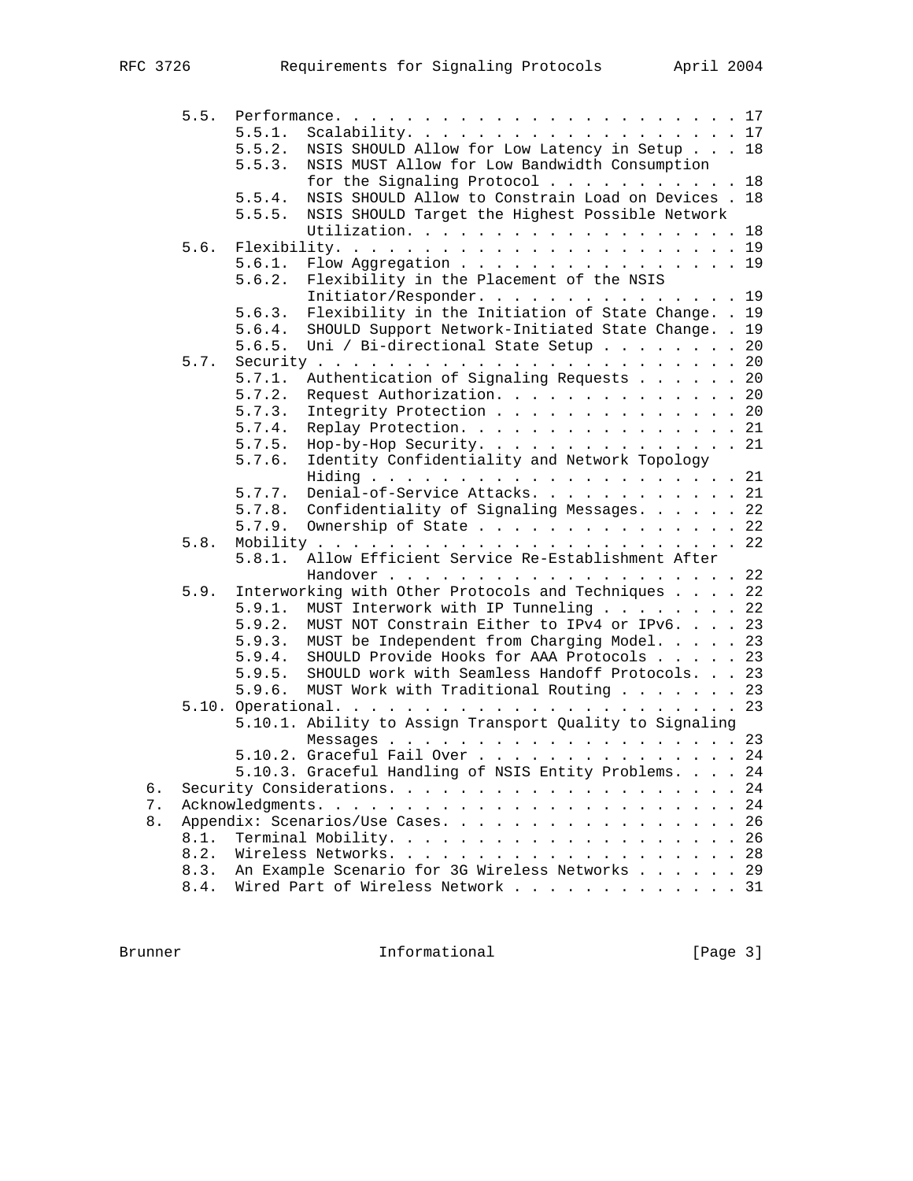```
      5.5.  Performance. . . . . . . . . . . . . . . . . . . . . . . . 17
            5.5.1.  Scalability. . . . . . . . . . . . . . . . . . . . 17
            5.5.2.  NSIS SHOULD Allow for Low Latency in Setup . . . 18
            5.5.3.  NSIS MUST Allow for Low Bandwidth Consumption
                    for the Signaling Protocol . . . . . . . . . . . 18
            5.5.4.  NSIS SHOULD Allow to Constrain Load on Devices . 18
            5.5.5.  NSIS SHOULD Target the Highest Possible Network
                    Utilization. . . . . . . . . . . . . . . . . . . 18
      5.6.  Flexibility. . . . . . . . . . . . . . . . . . . . . . . . 19
            5.6.1.  Flow Aggregation . . . . . . . . . . . . . . . . 19
            5.6.2.  Flexibility in the Placement of the NSIS
                    Initiator/Responder. . . . . . . . . . . . . . . 19
            5.6.3.  Flexibility in the Initiation of State Change. . 19
            5.6.4.  SHOULD Support Network-Initiated State Change. . 19
            5.6.5.  Uni / Bi-directional State Setup . . . . . . . . 20
      5.7.  Security . . . . . . . . . . . . . . . . . . . . . . . . . 20
            5.7.1.  Authentication of Signaling Requests . . . . . . 20
            5.7.2.  Request Authorization. . . . . . . . . . . . . . 20
            5.7.3.  Integrity Protection . . . . . . . . . . . . . . 20
            5.7.4.  Replay Protection. . . . . . . . . . . . . . . . 21
            5.7.5.  Hop-by-Hop Security. . . . . . . . . . . . . . . 21
            5.7.6.  Identity Confidentiality and Network Topology
                    Hiding . . . . . . . . . . . . . . . . . . . . . 21
            5.7.7.  Denial-of-Service Attacks. . . . . . . . . . . . 21
            5.7.8.  Confidentiality of Signaling Messages. . . . . . 22
            5.7.9.  Ownership of State . . . . . . . . . . . . . . . 22
      5.8.  Mobility . . . . . . . . . . . . . . . . . . . . . . . . . 22
            5.8.1.  Allow Efficient Service Re-Establishment After
                    Handover . . . . . . . . . . . . . . . . . . . . 22
      5.9.  Interworking with Other Protocols and Techniques . . . . 22
            5.9.1.  MUST Interwork with IP Tunneling . . . . . . . . 22
            5.9.2.  MUST NOT Constrain Either to IPv4 or IPv6. . . . 23
            5.9.3.  MUST be Independent from Charging Model. . . . . 23
            5.9.4.  SHOULD Provide Hooks for AAA Protocols . . . . . 23
            5.9.5.  SHOULD work with Seamless Handoff Protocols. . . 23
            5.9.6.  MUST Work with Traditional Routing . . . . . . . 23
      5.10. Operational. . . . . . . . . . . . . . . . . . . . . . . . 23
            5.10.1. Ability to Assign Transport Quality to Signaling
                    Messages . . . . . . . . . . . . . . . . . . . . 23
            5.10.2. Graceful Fail Over . . . . . . . . . . . . . . . 24
            5.10.3. Graceful Handling of NSIS Entity Problems. . . . 24
   6.  Security Considerations. . . . . . . . . . . . . . . . . . . . 24
   7.  Acknowledgments. . . . . . . . . . . . . . . . . . . . . . . . 24
   8.  Appendix: Scenarios/Use Cases. . . . . . . . . . . . . . . . . 26
      8.1.  Terminal Mobility. . . . . . . . . . . . . . . . . . . . . 26
      8.2.  Wireless Networks. . . . . . . . . . . . . . . . . . . . . 28
      8.3.  An Example Scenario for 3G Wireless Networks . . . . . . 29
      8.4.  Wired Part of Wireless Network . . . . . . . . . . . . . 31
```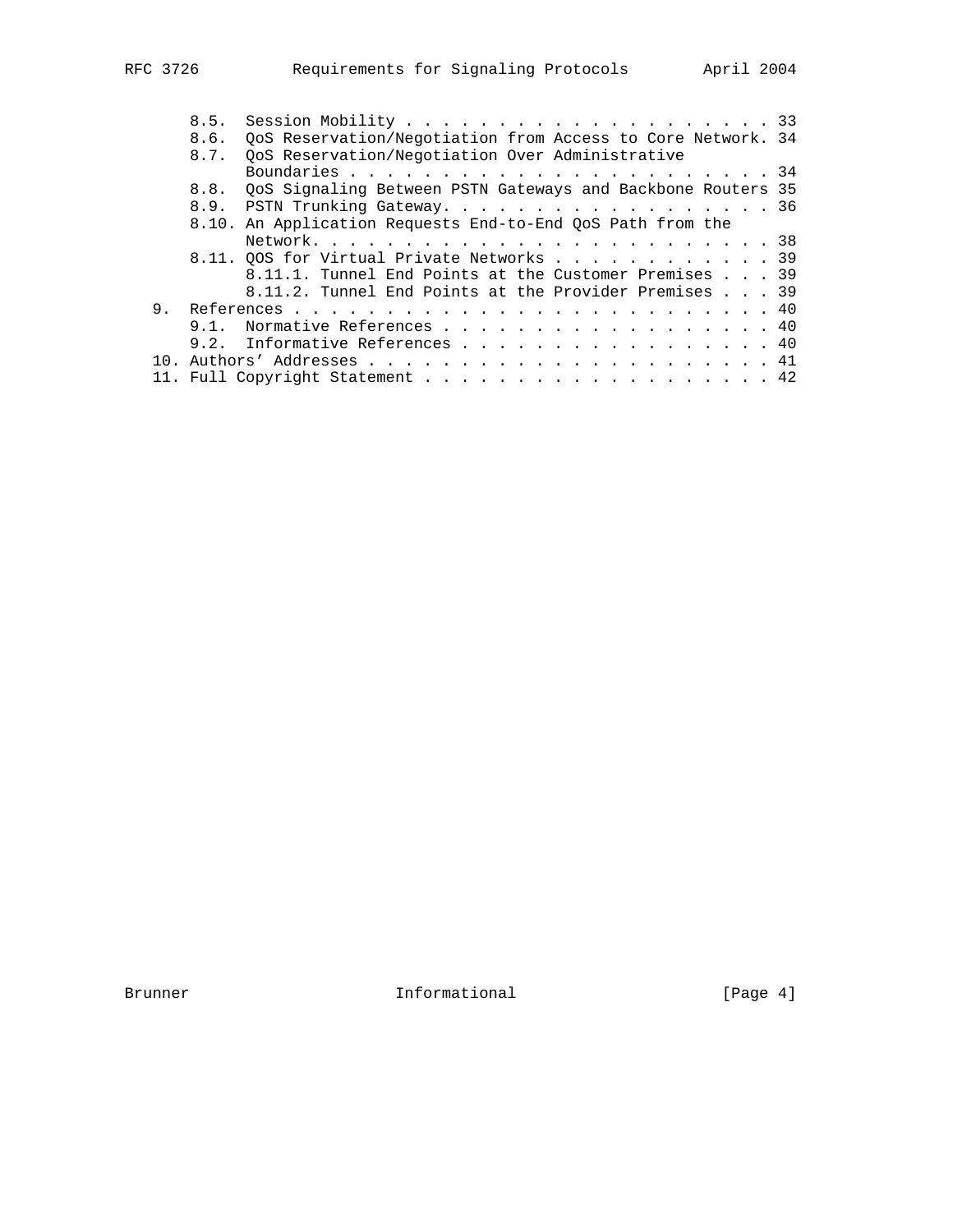8.5. Session Mobility . . . . . . . . . . . . . . . . . . . . . 33
8.6. QoS Reservation/Negotiation from Access to Core Network. 34
8.7. QoS Reservation/Negotiation Over Administrative Boundaries . . . . . . . . . . . . . . . . . . . . . . . . 34
8.8. QoS Signaling Between PSTN Gateways and Backbone Routers 35
8.9. PSTN Trunking Gateway. . . . . . . . . . . . . . . . . . 36
8.10. An Application Requests End-to-End QoS Path from the Network. . . . . . . . . . . . . . . . . . . . . . . . . 38
8.11. QOS for Virtual Private Networks . . . . . . . . . . . . 39
8.11.1. Tunnel End Points at the Customer Premises . . . 39
8.11.2. Tunnel End Points at the Provider Premises . . . 39
9. References . . . . . . . . . . . . . . . . . . . . . . . . . . 40
9.1. Normative References . . . . . . . . . . . . . . . . . . 40
9.2. Informative References . . . . . . . . . . . . . . . . . 40
10. Authors' Addresses . . . . . . . . . . . . . . . . . . . . . . 41
11. Full Copyright Statement . . . . . . . . . . . . . . . . . . . 42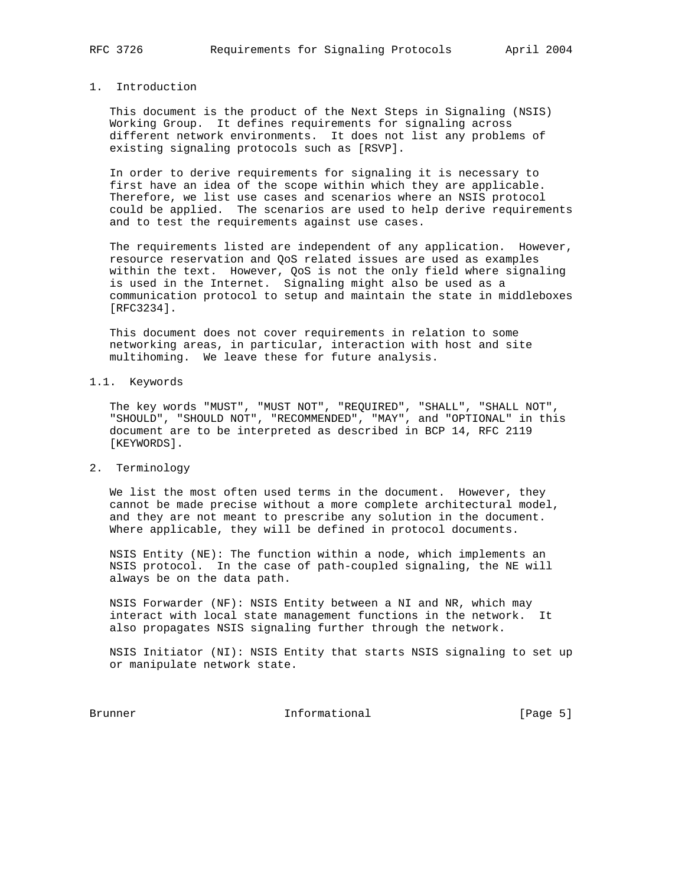# 1. Introduction

This document is the product of the Next Steps in Signaling (NSIS) Working Group. It defines requirements for signaling across different network environments. It does not list any problems of existing signaling protocols such as [RSVP].

In order to derive requirements for signaling it is necessary to first have an idea of the scope within which they are applicable. Therefore, we list use cases and scenarios where an NSIS protocol could be applied. The scenarios are used to help derive requirements and to test the requirements against use cases.

The requirements listed are independent of any application. However, resource reservation and QoS related issues are used as examples within the text. However, QoS is not the only field where signaling is used in the Internet. Signaling might also be used as a communication protocol to setup and maintain the state in middleboxes [RFC3234].

This document does not cover requirements in relation to some networking areas, in particular, interaction with host and site multihoming. We leave these for future analysis.

## 1.1. Keywords

The key words "MUST", "MUST NOT", "REQUIRED", "SHALL", "SHALL NOT", "SHOULD", "SHOULD NOT", "RECOMMENDED", "MAY", and "OPTIONAL" in this document are to be interpreted as described in BCP 14, RFC 2119 [KEYWORDS].

# 2. Terminology

We list the most often used terms in the document. However, they cannot be made precise without a more complete architectural model, and they are not meant to prescribe any solution in the document. Where applicable, they will be defined in protocol documents.

NSIS Entity (NE): The function within a node, which implements an NSIS protocol. In the case of path-coupled signaling, the NE will always be on the data path.

NSIS Forwarder (NF): NSIS Entity between a NI and NR, which may interact with local state management functions in the network. It also propagates NSIS signaling further through the network.

NSIS Initiator (NI): NSIS Entity that starts NSIS signaling to set up or manipulate network state.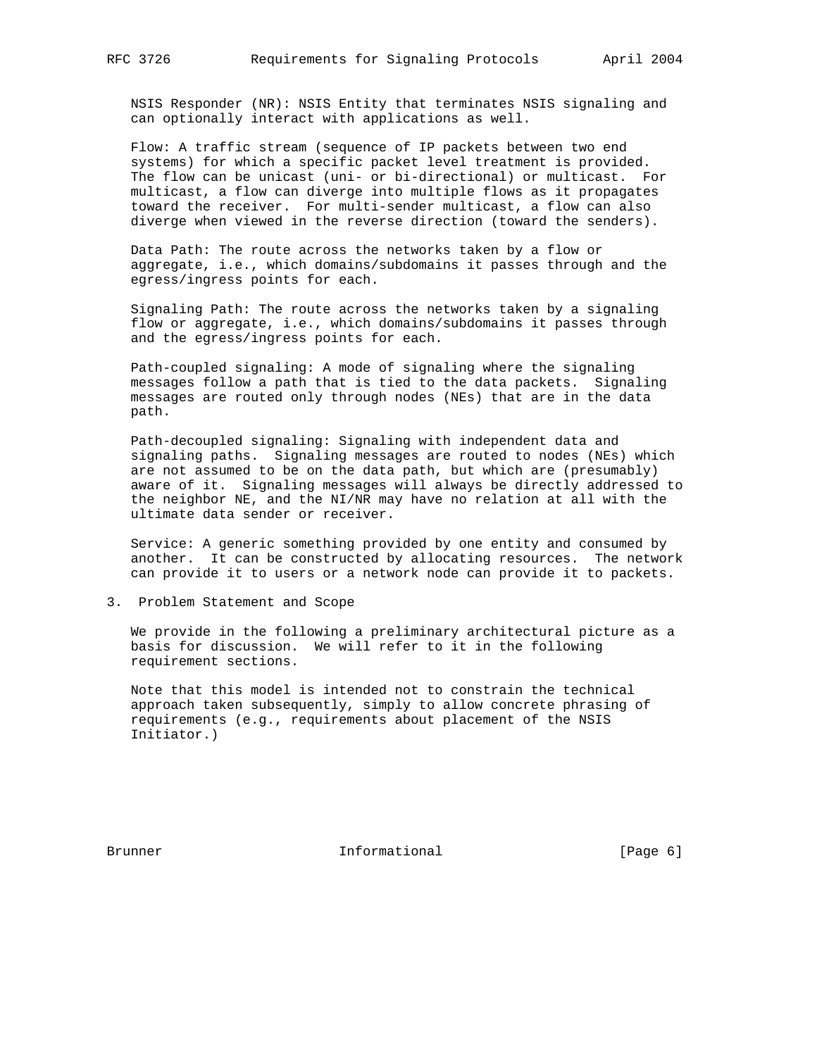NSIS Responder (NR): NSIS Entity that terminates NSIS signaling and can optionally interact with applications as well.

Flow: A traffic stream (sequence of IP packets between two end systems) for which a specific packet level treatment is provided. The flow can be unicast (uni- or bi-directional) or multicast. For multicast, a flow can diverge into multiple flows as it propagates toward the receiver. For multi-sender multicast, a flow can also diverge when viewed in the reverse direction (toward the senders).

Data Path: The route across the networks taken by a flow or aggregate, i.e., which domains/subdomains it passes through and the egress/ingress points for each.

Signaling Path: The route across the networks taken by a signaling flow or aggregate, i.e., which domains/subdomains it passes through and the egress/ingress points for each.

Path-coupled signaling: A mode of signaling where the signaling messages follow a path that is tied to the data packets. Signaling messages are routed only through nodes (NEs) that are in the data path.

Path-decoupled signaling: Signaling with independent data and signaling paths. Signaling messages are routed to nodes (NEs) which are not assumed to be on the data path, but which are (presumably) aware of it. Signaling messages will always be directly addressed to the neighbor NE, and the NI/NR may have no relation at all with the ultimate data sender or receiver.

Service: A generic something provided by one entity and consumed by another. It can be constructed by allocating resources. The network can provide it to users or a network node can provide it to packets.

## 3. Problem Statement and Scope

We provide in the following a preliminary architectural picture as a basis for discussion. We will refer to it in the following requirement sections.

Note that this model is intended not to constrain the technical approach taken subsequently, simply to allow concrete phrasing of requirements (e.g., requirements about placement of the NSIS Initiator.)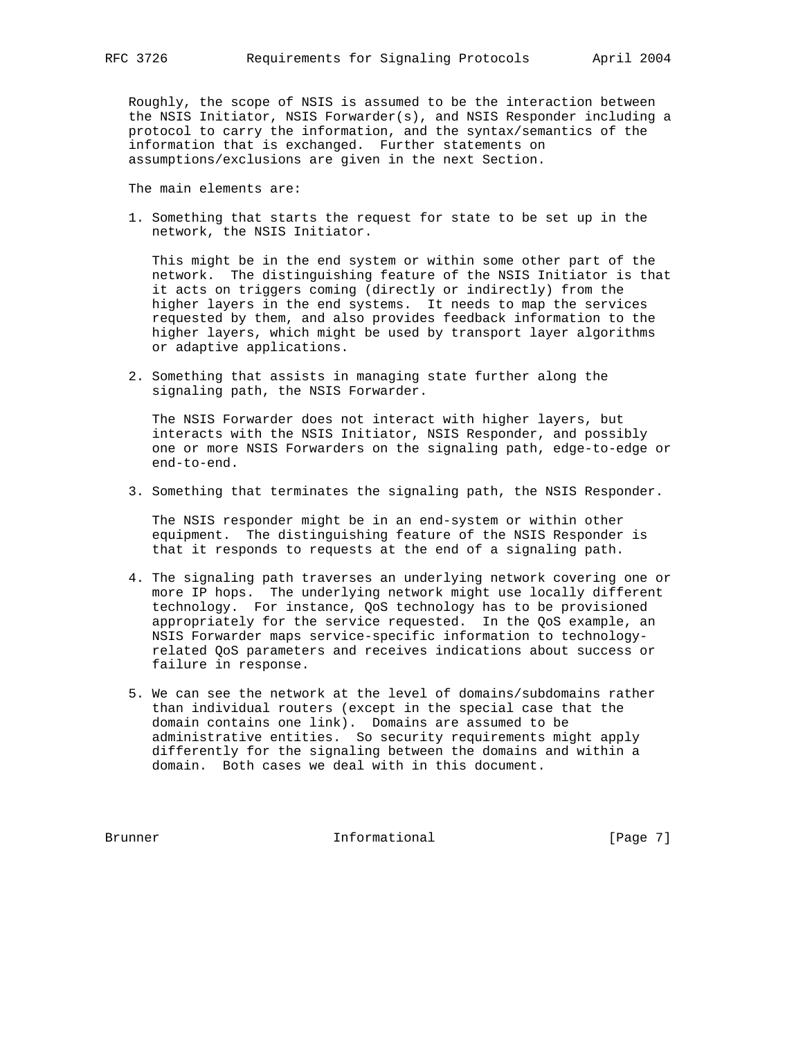Roughly, the scope of NSIS is assumed to be the interaction between the NSIS Initiator, NSIS Forwarder(s), and NSIS Responder including a protocol to carry the information, and the syntax/semantics of the information that is exchanged. Further statements on assumptions/exclusions are given in the next Section.

The main elements are:

1. Something that starts the request for state to be set up in the network, the NSIS Initiator.

   This might be in the end system or within some other part of the network. The distinguishing feature of the NSIS Initiator is that it acts on triggers coming (directly or indirectly) from the higher layers in the end systems. It needs to map the services requested by them, and also provides feedback information to the higher layers, which might be used by transport layer algorithms or adaptive applications.

2. Something that assists in managing state further along the signaling path, the NSIS Forwarder.

   The NSIS Forwarder does not interact with higher layers, but interacts with the NSIS Initiator, NSIS Responder, and possibly one or more NSIS Forwarders on the signaling path, edge-to-edge or end-to-end.

3. Something that terminates the signaling path, the NSIS Responder.

   The NSIS responder might be in an end-system or within other equipment. The distinguishing feature of the NSIS Responder is that it responds to requests at the end of a signaling path.

4. The signaling path traverses an underlying network covering one or more IP hops. The underlying network might use locally different technology. For instance, QoS technology has to be provisioned appropriately for the service requested. In the QoS example, an NSIS Forwarder maps service-specific information to technology-related QoS parameters and receives indications about success or failure in response.

5. We can see the network at the level of domains/subdomains rather than individual routers (except in the special case that the domain contains one link). Domains are assumed to be administrative entities. So security requirements might apply differently for the signaling between the domains and within a domain. Both cases we deal with in this document.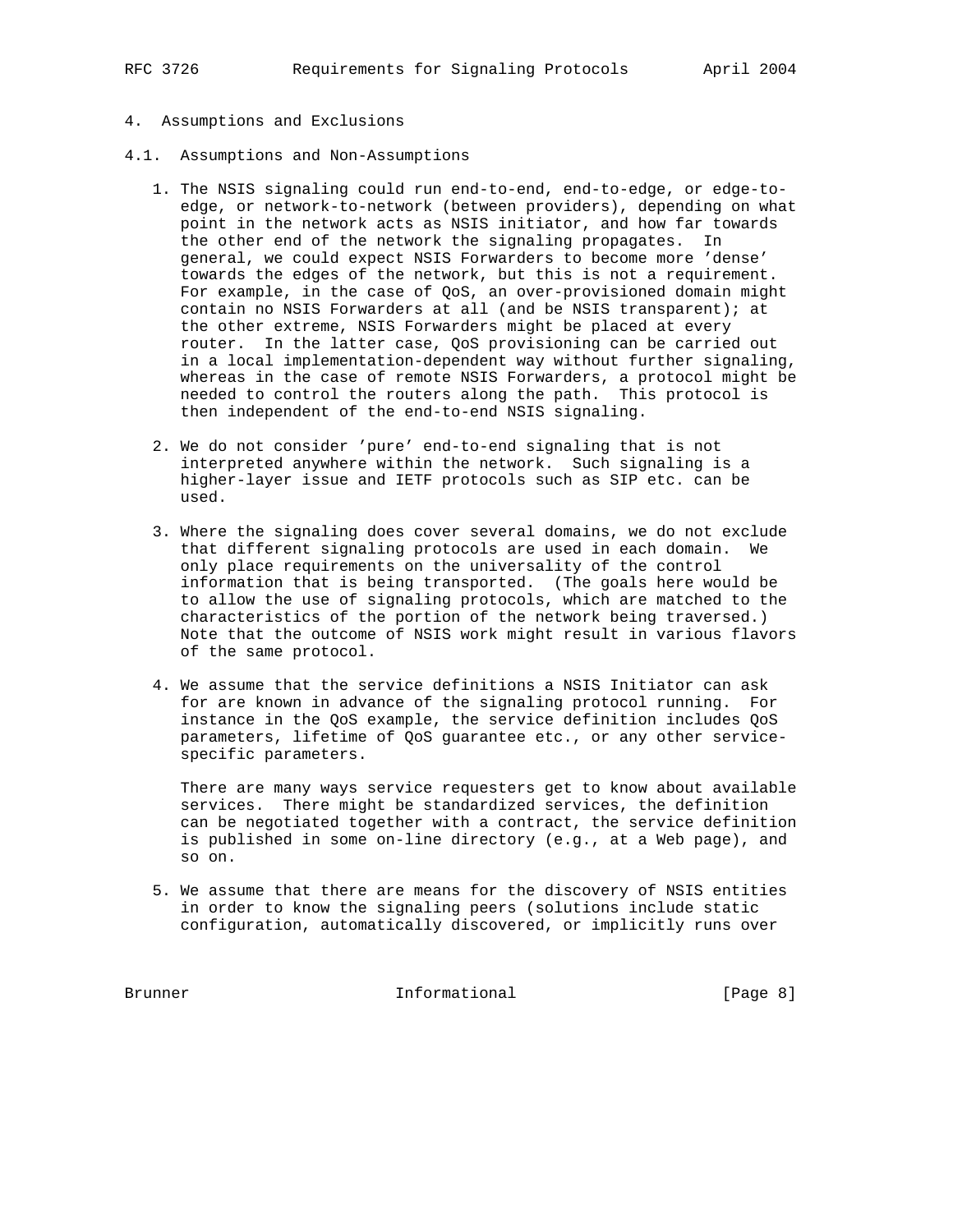## 4. Assumptions and Exclusions

### 4.1. Assumptions and Non-Assumptions

1. The NSIS signaling could run end-to-end, end-to-edge, or edge-to-edge, or network-to-network (between providers), depending on what point in the network acts as NSIS initiator, and how far towards the other end of the network the signaling propagates. In general, we could expect NSIS Forwarders to become more 'dense' towards the edges of the network, but this is not a requirement. For example, in the case of QoS, an over-provisioned domain might contain no NSIS Forwarders at all (and be NSIS transparent); at the other extreme, NSIS Forwarders might be placed at every router. In the latter case, QoS provisioning can be carried out in a local implementation-dependent way without further signaling, whereas in the case of remote NSIS Forwarders, a protocol might be needed to control the routers along the path. This protocol is then independent of the end-to-end NSIS signaling.

2. We do not consider 'pure' end-to-end signaling that is not interpreted anywhere within the network. Such signaling is a higher-layer issue and IETF protocols such as SIP etc. can be used.

3. Where the signaling does cover several domains, we do not exclude that different signaling protocols are used in each domain. We only place requirements on the universality of the control information that is being transported. (The goals here would be to allow the use of signaling protocols, which are matched to the characteristics of the portion of the network being traversed.) Note that the outcome of NSIS work might result in various flavors of the same protocol.

4. We assume that the service definitions a NSIS Initiator can ask for are known in advance of the signaling protocol running. For instance in the QoS example, the service definition includes QoS parameters, lifetime of QoS guarantee etc., or any other service-specific parameters.

   There are many ways service requesters get to know about available services. There might be standardized services, the definition can be negotiated together with a contract, the service definition is published in some on-line directory (e.g., at a Web page), and so on.

5. We assume that there are means for the discovery of NSIS entities in order to know the signaling peers (solutions include static configuration, automatically discovered, or implicitly runs over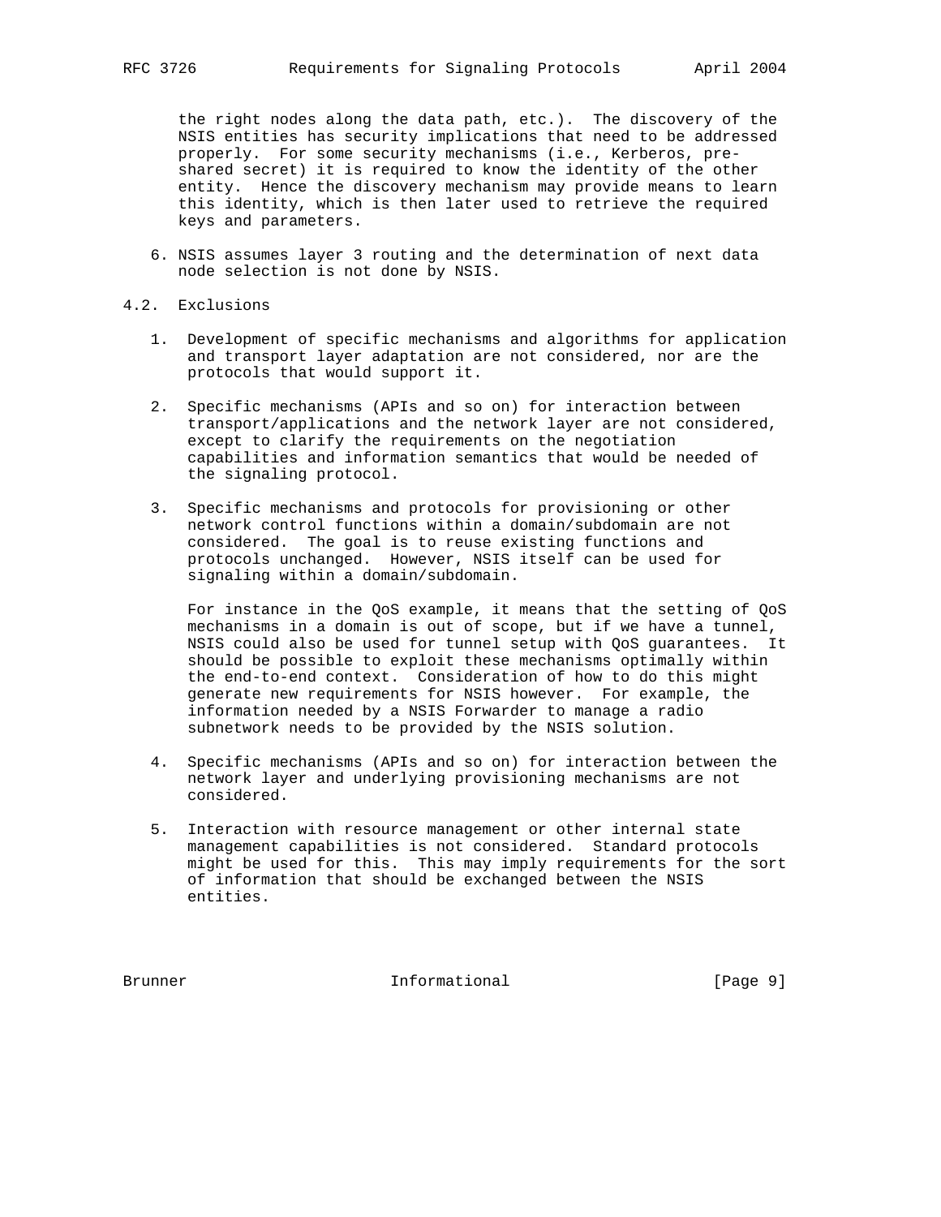the right nodes along the data path, etc.). The discovery of the NSIS entities has security implications that need to be addressed properly. For some security mechanisms (i.e., Kerberos, pre-shared secret) it is required to know the identity of the other entity. Hence the discovery mechanism may provide means to learn this identity, which is then later used to retrieve the required keys and parameters.

6. NSIS assumes layer 3 routing and the determination of next data node selection is not done by NSIS.

### 4.2. Exclusions

1. Development of specific mechanisms and algorithms for application and transport layer adaptation are not considered, nor are the protocols that would support it.

2. Specific mechanisms (APIs and so on) for interaction between transport/applications and the network layer are not considered, except to clarify the requirements on the negotiation capabilities and information semantics that would be needed of the signaling protocol.

3. Specific mechanisms and protocols for provisioning or other network control functions within a domain/subdomain are not considered. The goal is to reuse existing functions and protocols unchanged. However, NSIS itself can be used for signaling within a domain/subdomain.

   For instance in the QoS example, it means that the setting of QoS mechanisms in a domain is out of scope, but if we have a tunnel, NSIS could also be used for tunnel setup with QoS guarantees. It should be possible to exploit these mechanisms optimally within the end-to-end context. Consideration of how to do this might generate new requirements for NSIS however. For example, the information needed by a NSIS Forwarder to manage a radio subnetwork needs to be provided by the NSIS solution.

4. Specific mechanisms (APIs and so on) for interaction between the network layer and underlying provisioning mechanisms are not considered.

5. Interaction with resource management or other internal state management capabilities is not considered. Standard protocols might be used for this. This may imply requirements for the sort of information that should be exchanged between the NSIS entities.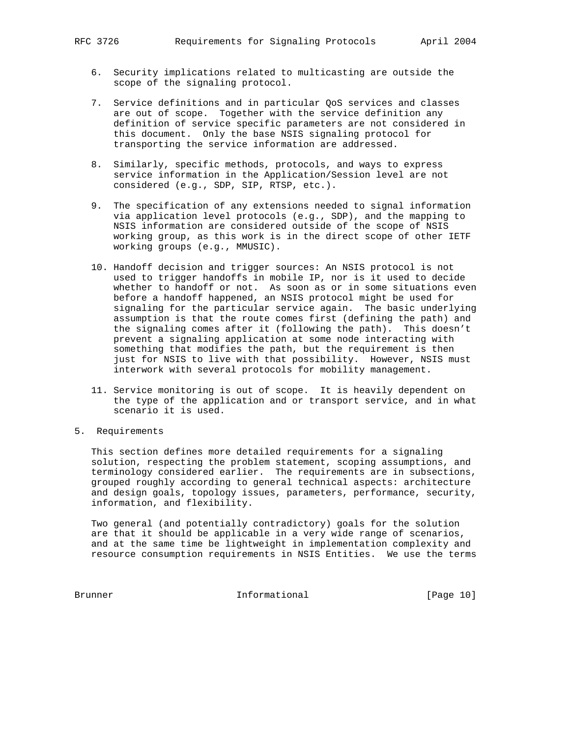6. Security implications related to multicasting are outside the scope of the signaling protocol.

7. Service definitions and in particular QoS services and classes are out of scope. Together with the service definition any definition of service specific parameters are not considered in this document. Only the base NSIS signaling protocol for transporting the service information are addressed.

8. Similarly, specific methods, protocols, and ways to express service information in the Application/Session level are not considered (e.g., SDP, SIP, RTSP, etc.).

9. The specification of any extensions needed to signal information via application level protocols (e.g., SDP), and the mapping to NSIS information are considered outside of the scope of NSIS working group, as this work is in the direct scope of other IETF working groups (e.g., MMUSIC).

10. Handoff decision and trigger sources: An NSIS protocol is not used to trigger handoffs in mobile IP, nor is it used to decide whether to handoff or not. As soon as or in some situations even before a handoff happened, an NSIS protocol might be used for signaling for the particular service again. The basic underlying assumption is that the route comes first (defining the path) and the signaling comes after it (following the path). This doesn't prevent a signaling application at some node interacting with something that modifies the path, but the requirement is then just for NSIS to live with that possibility. However, NSIS must interwork with several protocols for mobility management.

11. Service monitoring is out of scope. It is heavily dependent on the type of the application and or transport service, and in what scenario it is used.

# 5. Requirements

This section defines more detailed requirements for a signaling solution, respecting the problem statement, scoping assumptions, and terminology considered earlier. The requirements are in subsections, grouped roughly according to general technical aspects: architecture and design goals, topology issues, parameters, performance, security, information, and flexibility.

Two general (and potentially contradictory) goals for the solution are that it should be applicable in a very wide range of scenarios, and at the same time be lightweight in implementation complexity and resource consumption requirements in NSIS Entities. We use the terms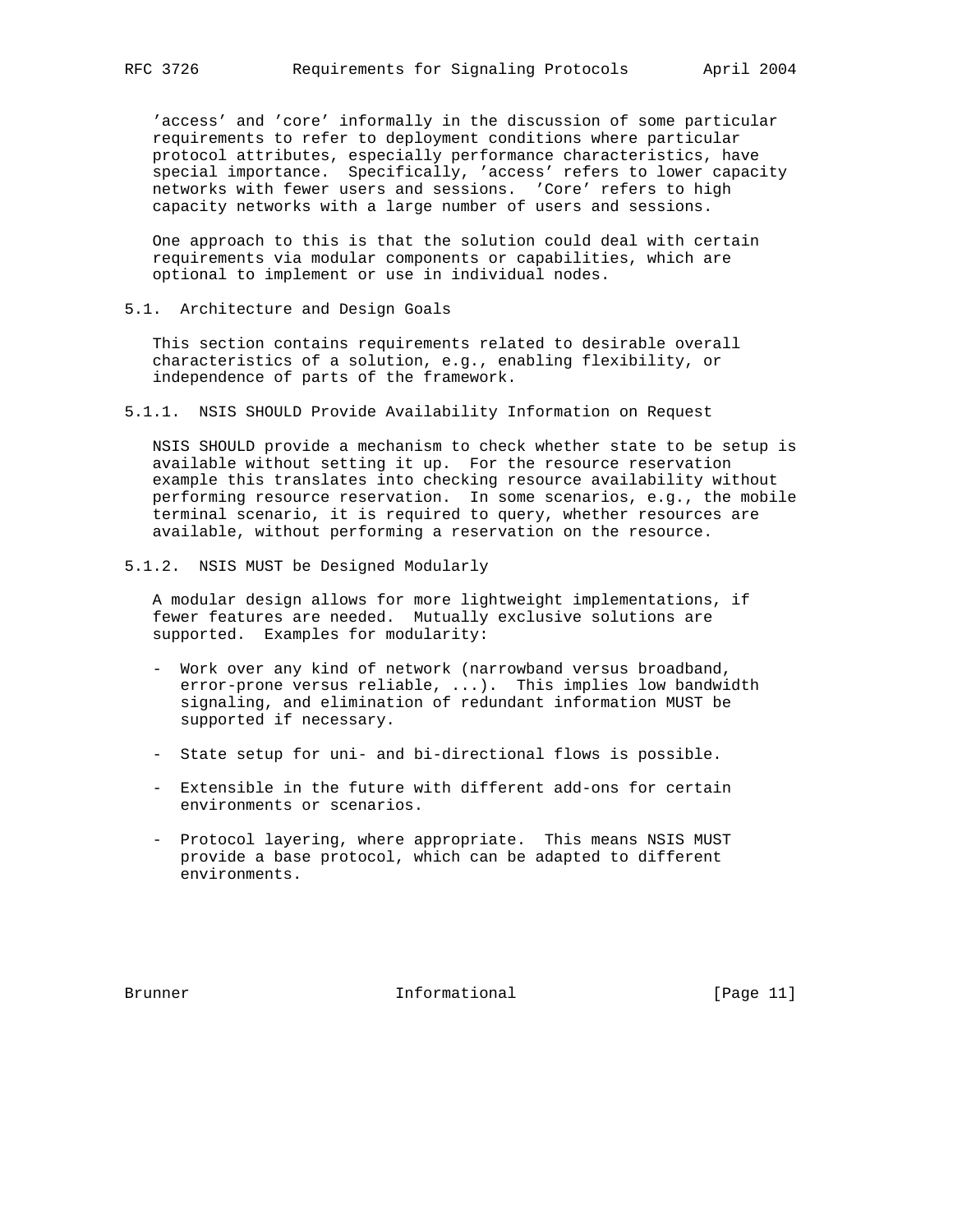'access' and 'core' informally in the discussion of some particular requirements to refer to deployment conditions where particular protocol attributes, especially performance characteristics, have special importance. Specifically, 'access' refers to lower capacity networks with fewer users and sessions. 'Core' refers to high capacity networks with a large number of users and sessions.

One approach to this is that the solution could deal with certain requirements via modular components or capabilities, which are optional to implement or use in individual nodes.

## 5.1. Architecture and Design Goals

This section contains requirements related to desirable overall characteristics of a solution, e.g., enabling flexibility, or independence of parts of the framework.

### 5.1.1. NSIS SHOULD Provide Availability Information on Request

NSIS SHOULD provide a mechanism to check whether state to be setup is available without setting it up. For the resource reservation example this translates into checking resource availability without performing resource reservation. In some scenarios, e.g., the mobile terminal scenario, it is required to query, whether resources are available, without performing a reservation on the resource.

### 5.1.2. NSIS MUST be Designed Modularly

A modular design allows for more lightweight implementations, if fewer features are needed. Mutually exclusive solutions are supported. Examples for modularity:

- Work over any kind of network (narrowband versus broadband, error-prone versus reliable, ...). This implies low bandwidth signaling, and elimination of redundant information MUST be supported if necessary.

- State setup for uni- and bi-directional flows is possible.

- Extensible in the future with different add-ons for certain environments or scenarios.

- Protocol layering, where appropriate. This means NSIS MUST provide a base protocol, which can be adapted to different environments.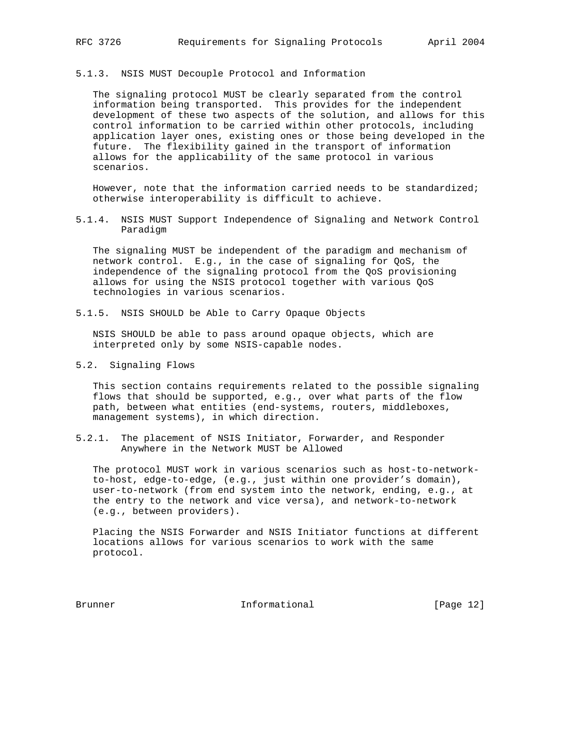#### 5.1.3. NSIS MUST Decouple Protocol and Information

The signaling protocol MUST be clearly separated from the control information being transported. This provides for the independent development of these two aspects of the solution, and allows for this control information to be carried within other protocols, including application layer ones, existing ones or those being developed in the future. The flexibility gained in the transport of information allows for the applicability of the same protocol in various scenarios.

However, note that the information carried needs to be standardized; otherwise interoperability is difficult to achieve.

#### 5.1.4. NSIS MUST Support Independence of Signaling and Network Control Paradigm

The signaling MUST be independent of the paradigm and mechanism of network control. E.g., in the case of signaling for QoS, the independence of the signaling protocol from the QoS provisioning allows for using the NSIS protocol together with various QoS technologies in various scenarios.

#### 5.1.5. NSIS SHOULD be Able to Carry Opaque Objects

NSIS SHOULD be able to pass around opaque objects, which are interpreted only by some NSIS-capable nodes.

### 5.2. Signaling Flows

This section contains requirements related to the possible signaling flows that should be supported, e.g., over what parts of the flow path, between what entities (end-systems, routers, middleboxes, management systems), in which direction.

#### 5.2.1. The placement of NSIS Initiator, Forwarder, and Responder Anywhere in the Network MUST be Allowed

The protocol MUST work in various scenarios such as host-to-network-to-host, edge-to-edge, (e.g., just within one provider's domain), user-to-network (from end system into the network, ending, e.g., at the entry to the network and vice versa), and network-to-network (e.g., between providers).

Placing the NSIS Forwarder and NSIS Initiator functions at different locations allows for various scenarios to work with the same protocol.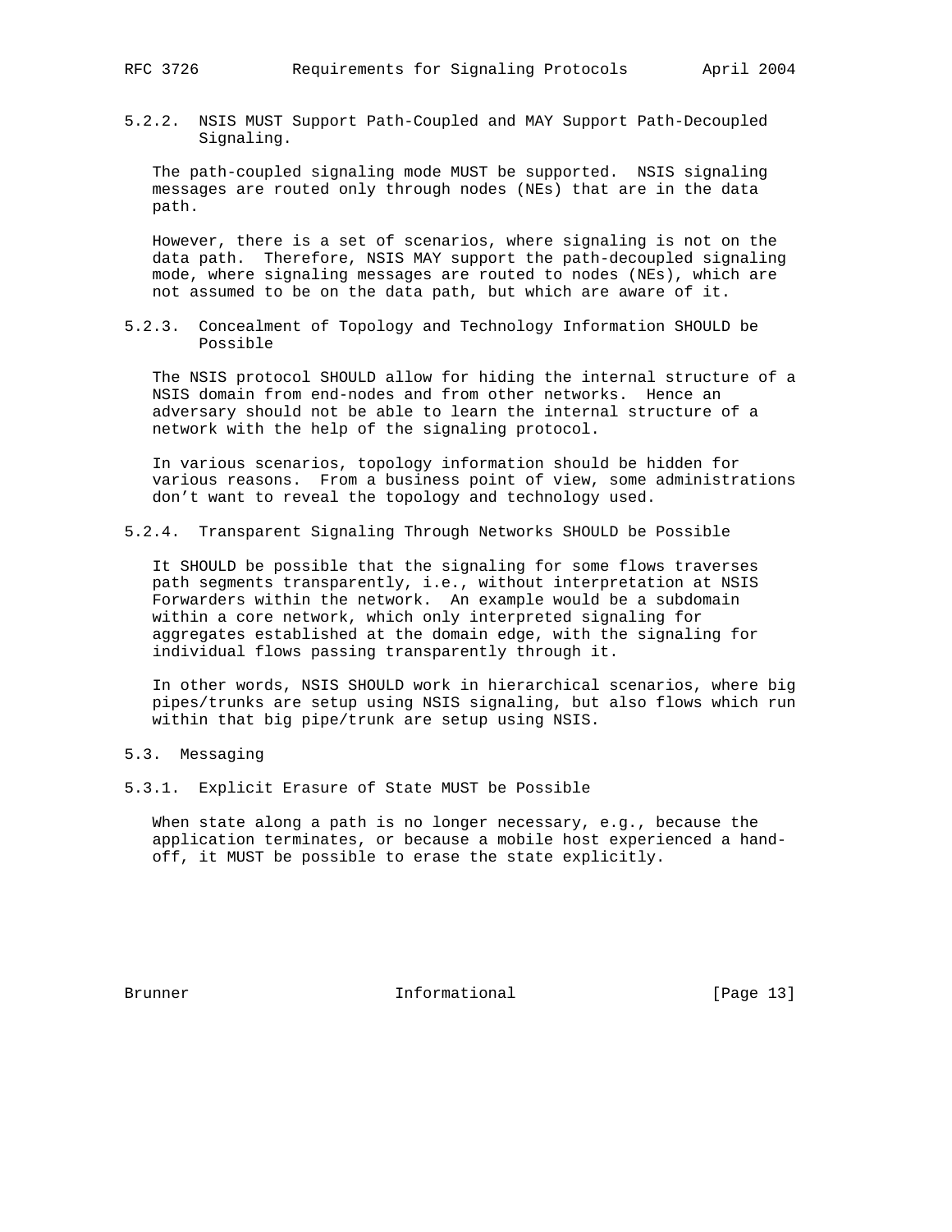#### 5.2.2. NSIS MUST Support Path-Coupled and MAY Support Path-Decoupled Signaling.

The path-coupled signaling mode MUST be supported. NSIS signaling messages are routed only through nodes (NEs) that are in the data path.

However, there is a set of scenarios, where signaling is not on the data path. Therefore, NSIS MAY support the path-decoupled signaling mode, where signaling messages are routed to nodes (NEs), which are not assumed to be on the data path, but which are aware of it.

#### 5.2.3. Concealment of Topology and Technology Information SHOULD be Possible

The NSIS protocol SHOULD allow for hiding the internal structure of a NSIS domain from end-nodes and from other networks. Hence an adversary should not be able to learn the internal structure of a network with the help of the signaling protocol.

In various scenarios, topology information should be hidden for various reasons. From a business point of view, some administrations don't want to reveal the topology and technology used.

#### 5.2.4. Transparent Signaling Through Networks SHOULD be Possible

It SHOULD be possible that the signaling for some flows traverses path segments transparently, i.e., without interpretation at NSIS Forwarders within the network. An example would be a subdomain within a core network, which only interpreted signaling for aggregates established at the domain edge, with the signaling for individual flows passing transparently through it.

In other words, NSIS SHOULD work in hierarchical scenarios, where big pipes/trunks are setup using NSIS signaling, but also flows which run within that big pipe/trunk are setup using NSIS.

### 5.3. Messaging

#### 5.3.1. Explicit Erasure of State MUST be Possible

When state along a path is no longer necessary, e.g., because the application terminates, or because a mobile host experienced a hand-off, it MUST be possible to erase the state explicitly.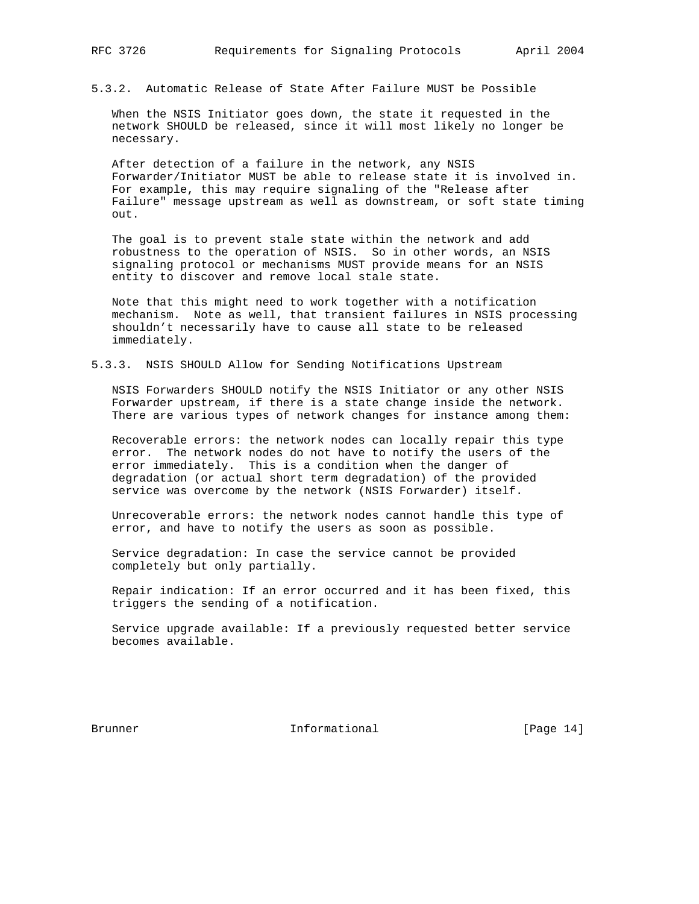#### 5.3.2. Automatic Release of State After Failure MUST be Possible

When the NSIS Initiator goes down, the state it requested in the network SHOULD be released, since it will most likely no longer be necessary.

After detection of a failure in the network, any NSIS Forwarder/Initiator MUST be able to release state it is involved in. For example, this may require signaling of the "Release after Failure" message upstream as well as downstream, or soft state timing out.

The goal is to prevent stale state within the network and add robustness to the operation of NSIS. So in other words, an NSIS signaling protocol or mechanisms MUST provide means for an NSIS entity to discover and remove local stale state.

Note that this might need to work together with a notification mechanism. Note as well, that transient failures in NSIS processing shouldn't necessarily have to cause all state to be released immediately.

#### 5.3.3. NSIS SHOULD Allow for Sending Notifications Upstream

NSIS Forwarders SHOULD notify the NSIS Initiator or any other NSIS Forwarder upstream, if there is a state change inside the network. There are various types of network changes for instance among them:

Recoverable errors: the network nodes can locally repair this type error. The network nodes do not have to notify the users of the error immediately. This is a condition when the danger of degradation (or actual short term degradation) of the provided service was overcome by the network (NSIS Forwarder) itself.

Unrecoverable errors: the network nodes cannot handle this type of error, and have to notify the users as soon as possible.

Service degradation: In case the service cannot be provided completely but only partially.

Repair indication: If an error occurred and it has been fixed, this triggers the sending of a notification.

Service upgrade available: If a previously requested better service becomes available.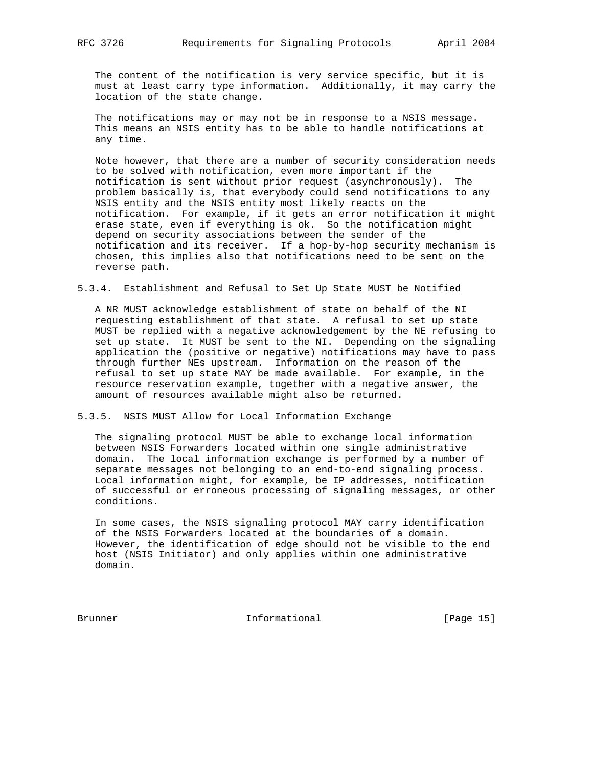The content of the notification is very service specific, but it is must at least carry type information. Additionally, it may carry the location of the state change.

The notifications may or may not be in response to a NSIS message. This means an NSIS entity has to be able to handle notifications at any time.

Note however, that there are a number of security consideration needs to be solved with notification, even more important if the notification is sent without prior request (asynchronously). The problem basically is, that everybody could send notifications to any NSIS entity and the NSIS entity most likely reacts on the notification. For example, if it gets an error notification it might erase state, even if everything is ok. So the notification might depend on security associations between the sender of the notification and its receiver. If a hop-by-hop security mechanism is chosen, this implies also that notifications need to be sent on the reverse path.

### 5.3.4. Establishment and Refusal to Set Up State MUST be Notified

A NR MUST acknowledge establishment of state on behalf of the NI requesting establishment of that state. A refusal to set up state MUST be replied with a negative acknowledgement by the NE refusing to set up state. It MUST be sent to the NI. Depending on the signaling application the (positive or negative) notifications may have to pass through further NEs upstream. Information on the reason of the refusal to set up state MAY be made available. For example, in the resource reservation example, together with a negative answer, the amount of resources available might also be returned.

### 5.3.5. NSIS MUST Allow for Local Information Exchange

The signaling protocol MUST be able to exchange local information between NSIS Forwarders located within one single administrative domain. The local information exchange is performed by a number of separate messages not belonging to an end-to-end signaling process. Local information might, for example, be IP addresses, notification of successful or erroneous processing of signaling messages, or other conditions.

In some cases, the NSIS signaling protocol MAY carry identification of the NSIS Forwarders located at the boundaries of a domain. However, the identification of edge should not be visible to the end host (NSIS Initiator) and only applies within one administrative domain.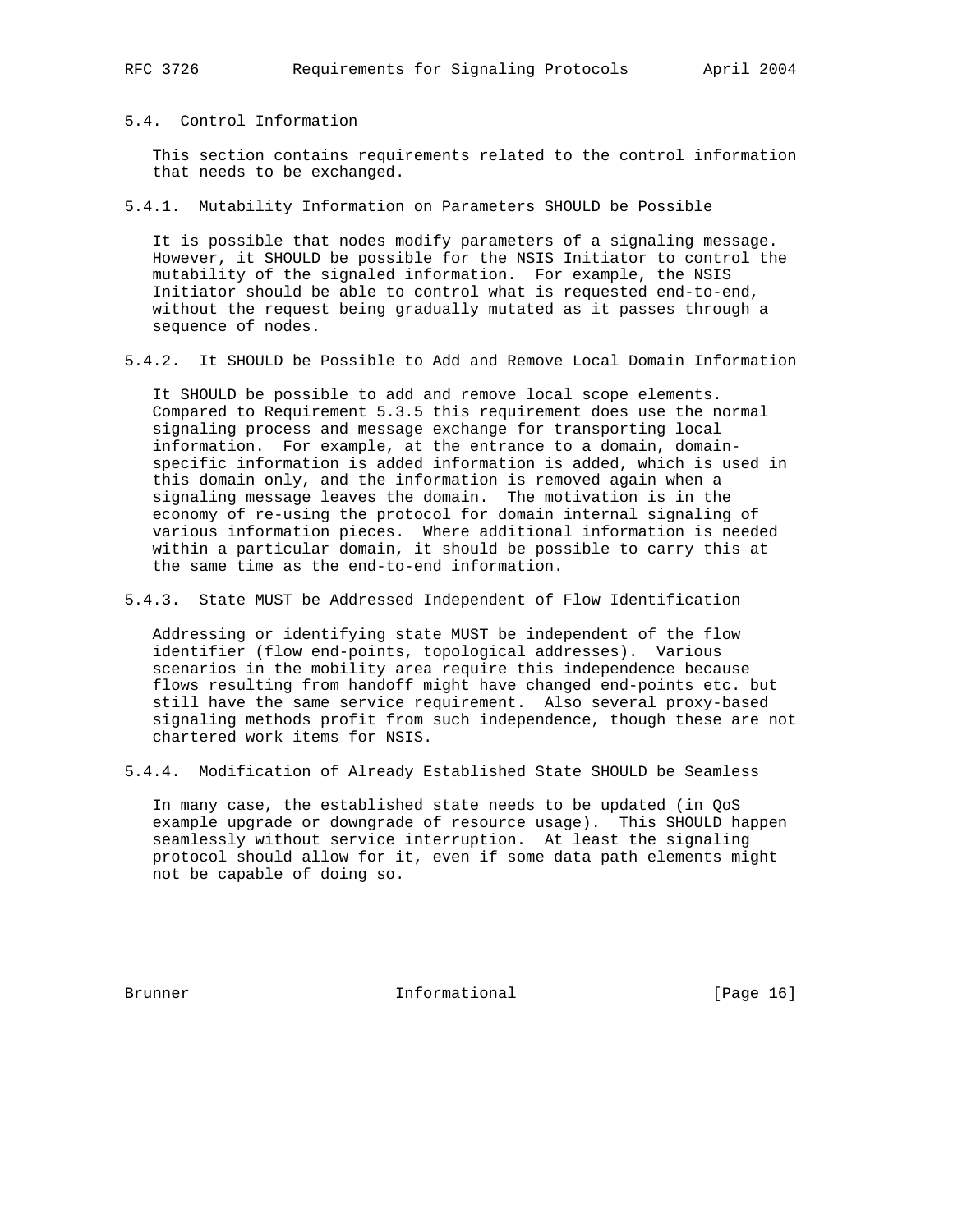### 5.4. Control Information

This section contains requirements related to the control information that needs to be exchanged.

#### 5.4.1. Mutability Information on Parameters SHOULD be Possible

It is possible that nodes modify parameters of a signaling message. However, it SHOULD be possible for the NSIS Initiator to control the mutability of the signaled information. For example, the NSIS Initiator should be able to control what is requested end-to-end, without the request being gradually mutated as it passes through a sequence of nodes.

#### 5.4.2. It SHOULD be Possible to Add and Remove Local Domain Information

It SHOULD be possible to add and remove local scope elements. Compared to Requirement 5.3.5 this requirement does use the normal signaling process and message exchange for transporting local information. For example, at the entrance to a domain, domain-specific information is added information is added, which is used in this domain only, and the information is removed again when a signaling message leaves the domain. The motivation is in the economy of re-using the protocol for domain internal signaling of various information pieces. Where additional information is needed within a particular domain, it should be possible to carry this at the same time as the end-to-end information.

#### 5.4.3. State MUST be Addressed Independent of Flow Identification

Addressing or identifying state MUST be independent of the flow identifier (flow end-points, topological addresses). Various scenarios in the mobility area require this independence because flows resulting from handoff might have changed end-points etc. but still have the same service requirement. Also several proxy-based signaling methods profit from such independence, though these are not chartered work items for NSIS.

#### 5.4.4. Modification of Already Established State SHOULD be Seamless

In many case, the established state needs to be updated (in QoS example upgrade or downgrade of resource usage). This SHOULD happen seamlessly without service interruption. At least the signaling protocol should allow for it, even if some data path elements might not be capable of doing so.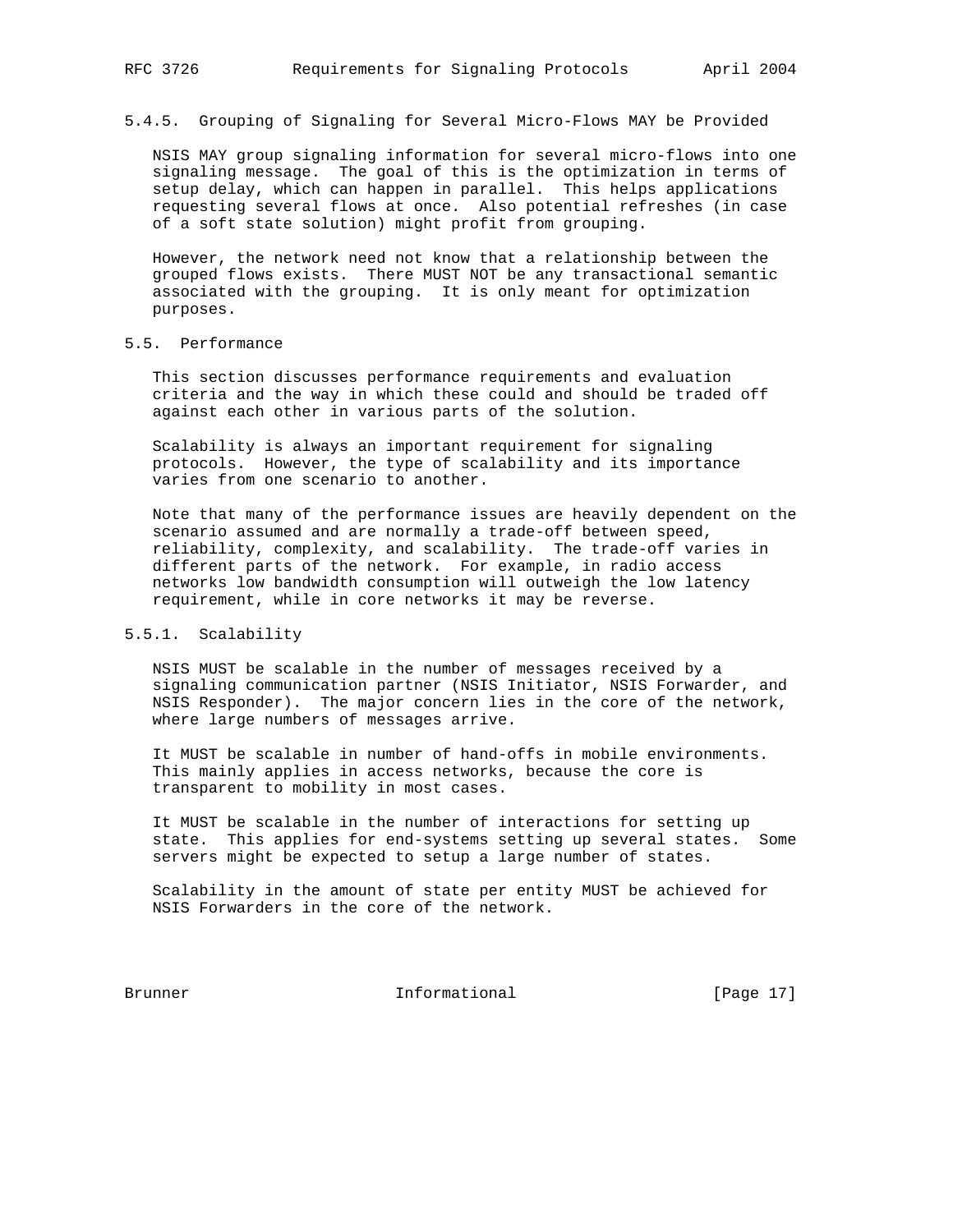#### 5.4.5. Grouping of Signaling for Several Micro-Flows MAY be Provided

NSIS MAY group signaling information for several micro-flows into one signaling message. The goal of this is the optimization in terms of setup delay, which can happen in parallel. This helps applications requesting several flows at once. Also potential refreshes (in case of a soft state solution) might profit from grouping.

However, the network need not know that a relationship between the grouped flows exists. There MUST NOT be any transactional semantic associated with the grouping. It is only meant for optimization purposes.

### 5.5. Performance

This section discusses performance requirements and evaluation criteria and the way in which these could and should be traded off against each other in various parts of the solution.

Scalability is always an important requirement for signaling protocols. However, the type of scalability and its importance varies from one scenario to another.

Note that many of the performance issues are heavily dependent on the scenario assumed and are normally a trade-off between speed, reliability, complexity, and scalability. The trade-off varies in different parts of the network. For example, in radio access networks low bandwidth consumption will outweigh the low latency requirement, while in core networks it may be reverse.

#### 5.5.1. Scalability

NSIS MUST be scalable in the number of messages received by a signaling communication partner (NSIS Initiator, NSIS Forwarder, and NSIS Responder). The major concern lies in the core of the network, where large numbers of messages arrive.

It MUST be scalable in number of hand-offs in mobile environments. This mainly applies in access networks, because the core is transparent to mobility in most cases.

It MUST be scalable in the number of interactions for setting up state. This applies for end-systems setting up several states. Some servers might be expected to setup a large number of states.

Scalability in the amount of state per entity MUST be achieved for NSIS Forwarders in the core of the network.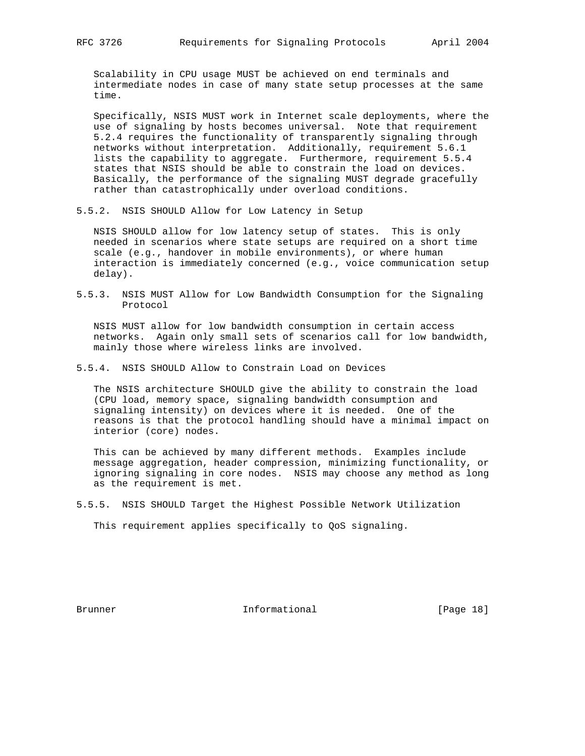Scalability in CPU usage MUST be achieved on end terminals and intermediate nodes in case of many state setup processes at the same time.

Specifically, NSIS MUST work in Internet scale deployments, where the use of signaling by hosts becomes universal. Note that requirement 5.2.4 requires the functionality of transparently signaling through networks without interpretation. Additionally, requirement 5.6.1 lists the capability to aggregate. Furthermore, requirement 5.5.4 states that NSIS should be able to constrain the load on devices. Basically, the performance of the signaling MUST degrade gracefully rather than catastrophically under overload conditions.

### 5.5.2. NSIS SHOULD Allow for Low Latency in Setup

NSIS SHOULD allow for low latency setup of states. This is only needed in scenarios where state setups are required on a short time scale (e.g., handover in mobile environments), or where human interaction is immediately concerned (e.g., voice communication setup delay).

### 5.5.3. NSIS MUST Allow for Low Bandwidth Consumption for the Signaling Protocol

NSIS MUST allow for low bandwidth consumption in certain access networks. Again only small sets of scenarios call for low bandwidth, mainly those where wireless links are involved.

### 5.5.4. NSIS SHOULD Allow to Constrain Load on Devices

The NSIS architecture SHOULD give the ability to constrain the load (CPU load, memory space, signaling bandwidth consumption and signaling intensity) on devices where it is needed. One of the reasons is that the protocol handling should have a minimal impact on interior (core) nodes.

This can be achieved by many different methods. Examples include message aggregation, header compression, minimizing functionality, or ignoring signaling in core nodes. NSIS may choose any method as long as the requirement is met.

### 5.5.5. NSIS SHOULD Target the Highest Possible Network Utilization

This requirement applies specifically to QoS signaling.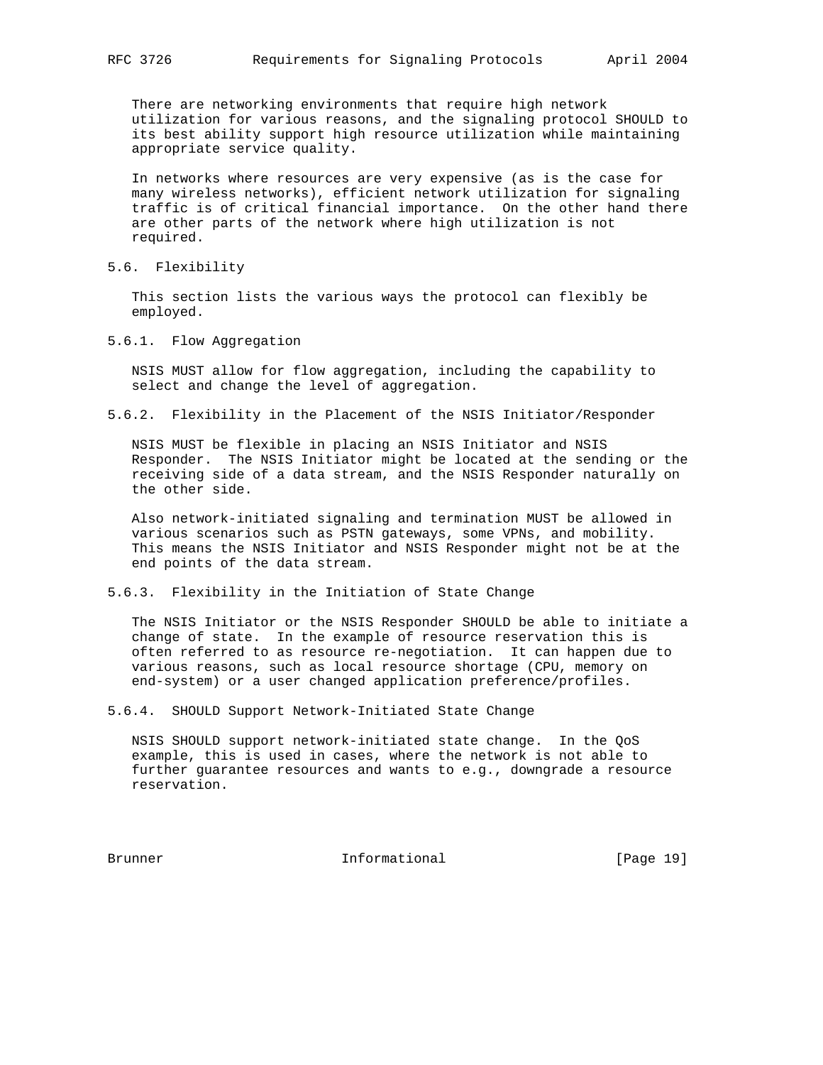There are networking environments that require high network utilization for various reasons, and the signaling protocol SHOULD to its best ability support high resource utilization while maintaining appropriate service quality.

In networks where resources are very expensive (as is the case for many wireless networks), efficient network utilization for signaling traffic is of critical financial importance. On the other hand there are other parts of the network where high utilization is not required.

### 5.6. Flexibility

This section lists the various ways the protocol can flexibly be employed.

#### 5.6.1. Flow Aggregation

NSIS MUST allow for flow aggregation, including the capability to select and change the level of aggregation.

#### 5.6.2. Flexibility in the Placement of the NSIS Initiator/Responder

NSIS MUST be flexible in placing an NSIS Initiator and NSIS Responder. The NSIS Initiator might be located at the sending or the receiving side of a data stream, and the NSIS Responder naturally on the other side.

Also network-initiated signaling and termination MUST be allowed in various scenarios such as PSTN gateways, some VPNs, and mobility. This means the NSIS Initiator and NSIS Responder might not be at the end points of the data stream.

#### 5.6.3. Flexibility in the Initiation of State Change

The NSIS Initiator or the NSIS Responder SHOULD be able to initiate a change of state. In the example of resource reservation this is often referred to as resource re-negotiation. It can happen due to various reasons, such as local resource shortage (CPU, memory on end-system) or a user changed application preference/profiles.

#### 5.6.4. SHOULD Support Network-Initiated State Change

NSIS SHOULD support network-initiated state change. In the QoS example, this is used in cases, where the network is not able to further guarantee resources and wants to e.g., downgrade a resource reservation.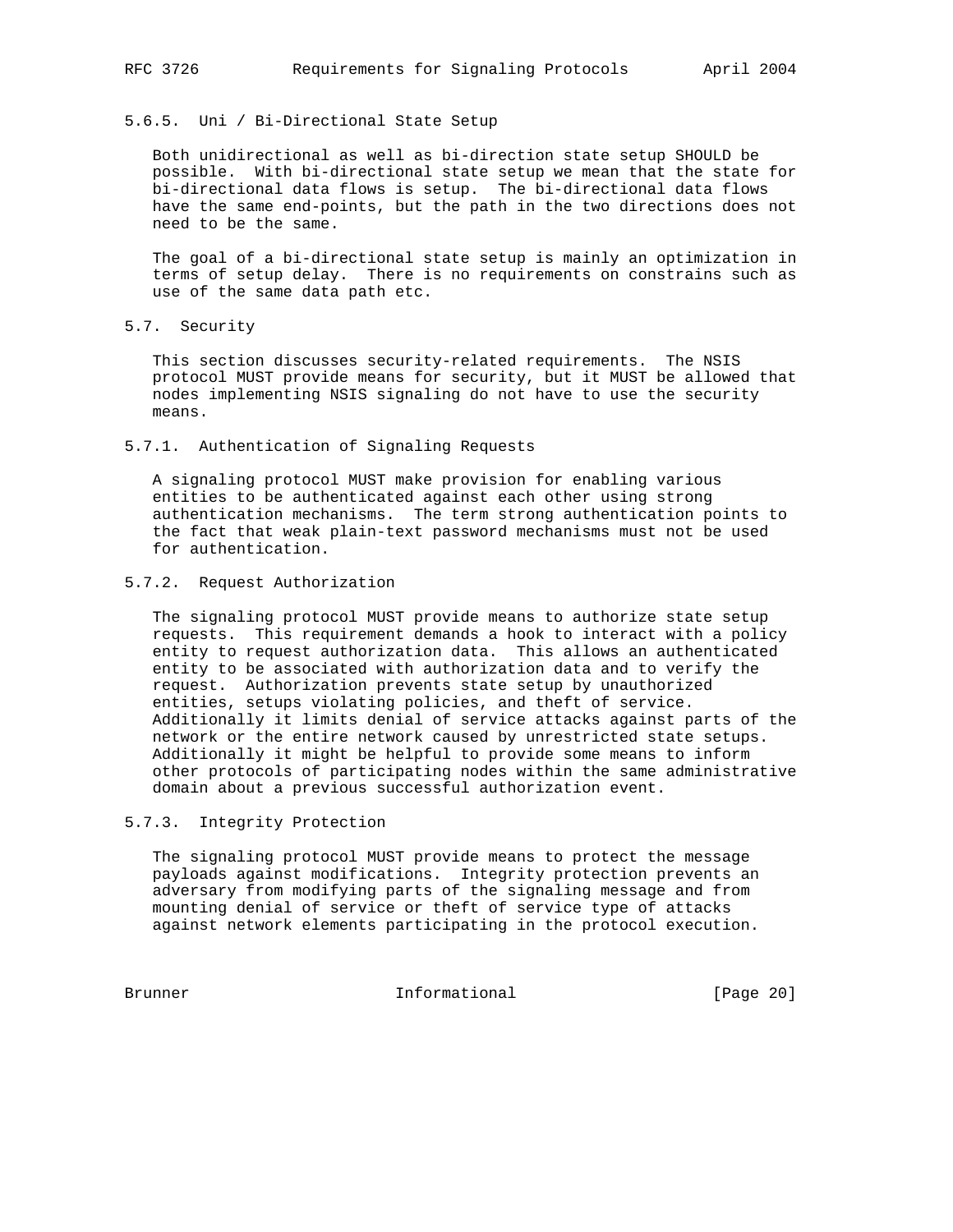#### 5.6.5. Uni / Bi-Directional State Setup

Both unidirectional as well as bi-direction state setup SHOULD be possible. With bi-directional state setup we mean that the state for bi-directional data flows is setup. The bi-directional data flows have the same end-points, but the path in the two directions does not need to be the same.

The goal of a bi-directional state setup is mainly an optimization in terms of setup delay. There is no requirements on constrains such as use of the same data path etc.

### 5.7. Security

This section discusses security-related requirements. The NSIS protocol MUST provide means for security, but it MUST be allowed that nodes implementing NSIS signaling do not have to use the security means.

#### 5.7.1. Authentication of Signaling Requests

A signaling protocol MUST make provision for enabling various entities to be authenticated against each other using strong authentication mechanisms. The term strong authentication points to the fact that weak plain-text password mechanisms must not be used for authentication.

#### 5.7.2. Request Authorization

The signaling protocol MUST provide means to authorize state setup requests. This requirement demands a hook to interact with a policy entity to request authorization data. This allows an authenticated entity to be associated with authorization data and to verify the request. Authorization prevents state setup by unauthorized entities, setups violating policies, and theft of service. Additionally it limits denial of service attacks against parts of the network or the entire network caused by unrestricted state setups. Additionally it might be helpful to provide some means to inform other protocols of participating nodes within the same administrative domain about a previous successful authorization event.

#### 5.7.3. Integrity Protection

The signaling protocol MUST provide means to protect the message payloads against modifications. Integrity protection prevents an adversary from modifying parts of the signaling message and from mounting denial of service or theft of service type of attacks against network elements participating in the protocol execution.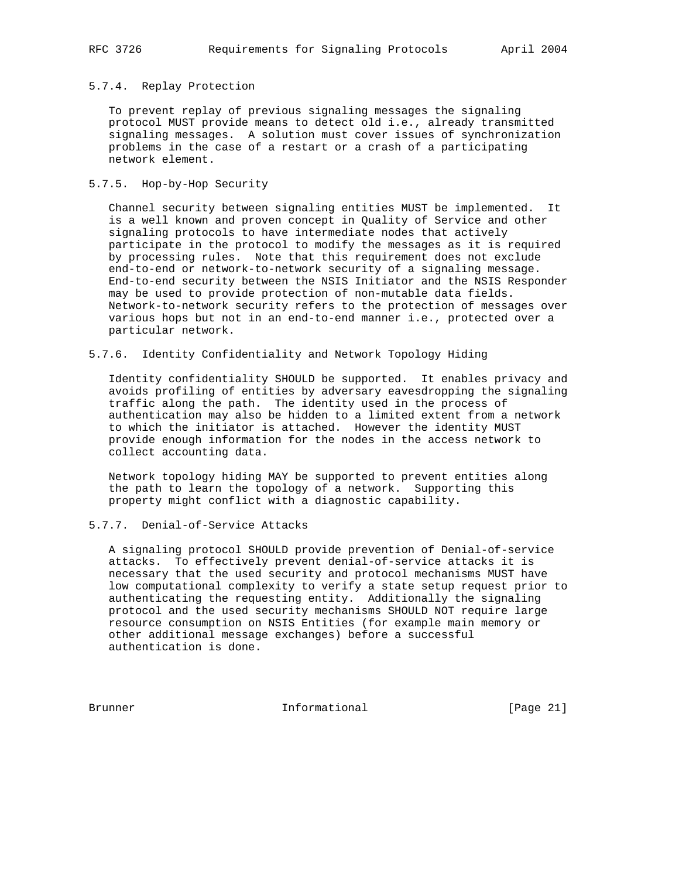#### 5.7.4. Replay Protection

To prevent replay of previous signaling messages the signaling protocol MUST provide means to detect old i.e., already transmitted signaling messages. A solution must cover issues of synchronization problems in the case of a restart or a crash of a participating network element.

#### 5.7.5. Hop-by-Hop Security

Channel security between signaling entities MUST be implemented. It is a well known and proven concept in Quality of Service and other signaling protocols to have intermediate nodes that actively participate in the protocol to modify the messages as it is required by processing rules. Note that this requirement does not exclude end-to-end or network-to-network security of a signaling message. End-to-end security between the NSIS Initiator and the NSIS Responder may be used to provide protection of non-mutable data fields. Network-to-network security refers to the protection of messages over various hops but not in an end-to-end manner i.e., protected over a particular network.

#### 5.7.6. Identity Confidentiality and Network Topology Hiding

Identity confidentiality SHOULD be supported. It enables privacy and avoids profiling of entities by adversary eavesdropping the signaling traffic along the path. The identity used in the process of authentication may also be hidden to a limited extent from a network to which the initiator is attached. However the identity MUST provide enough information for the nodes in the access network to collect accounting data.

Network topology hiding MAY be supported to prevent entities along the path to learn the topology of a network. Supporting this property might conflict with a diagnostic capability.

#### 5.7.7. Denial-of-Service Attacks

A signaling protocol SHOULD provide prevention of Denial-of-service attacks. To effectively prevent denial-of-service attacks it is necessary that the used security and protocol mechanisms MUST have low computational complexity to verify a state setup request prior to authenticating the requesting entity. Additionally the signaling protocol and the used security mechanisms SHOULD NOT require large resource consumption on NSIS Entities (for example main memory or other additional message exchanges) before a successful authentication is done.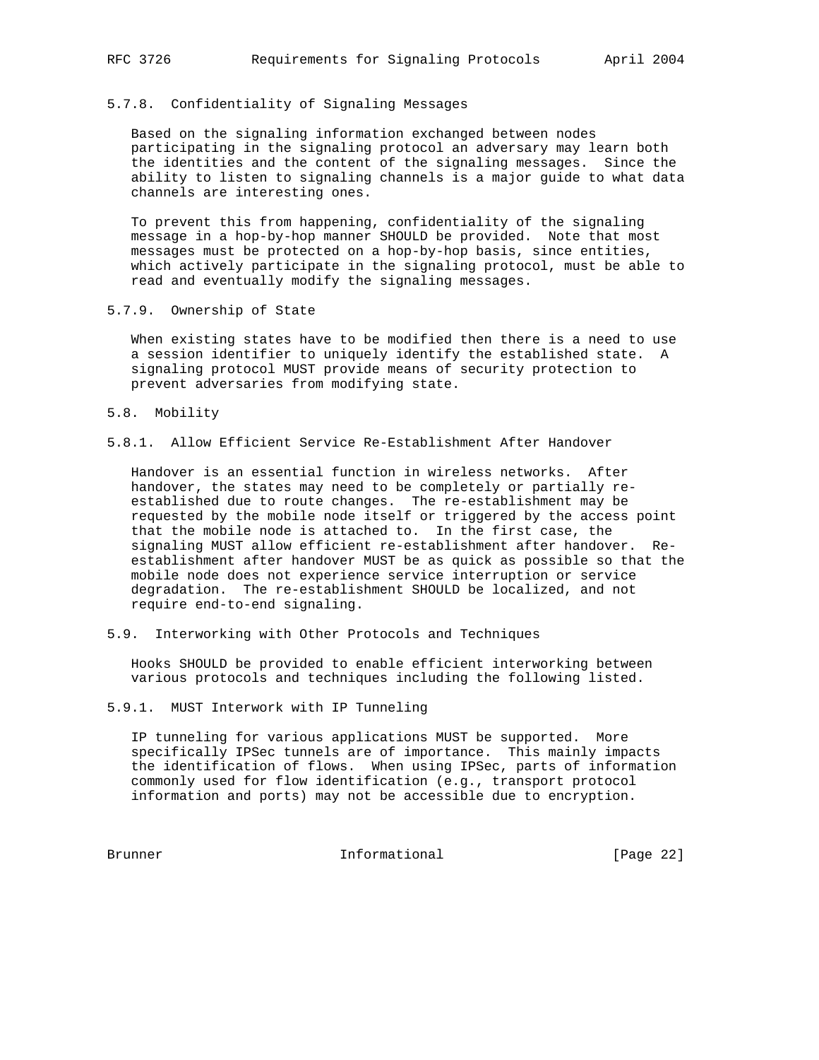#### 5.7.8. Confidentiality of Signaling Messages

Based on the signaling information exchanged between nodes participating in the signaling protocol an adversary may learn both the identities and the content of the signaling messages. Since the ability to listen to signaling channels is a major guide to what data channels are interesting ones.

To prevent this from happening, confidentiality of the signaling message in a hop-by-hop manner SHOULD be provided. Note that most messages must be protected on a hop-by-hop basis, since entities, which actively participate in the signaling protocol, must be able to read and eventually modify the signaling messages.

#### 5.7.9. Ownership of State

When existing states have to be modified then there is a need to use a session identifier to uniquely identify the established state. A signaling protocol MUST provide means of security protection to prevent adversaries from modifying state.

### 5.8. Mobility

#### 5.8.1. Allow Efficient Service Re-Establishment After Handover

Handover is an essential function in wireless networks. After handover, the states may need to be completely or partially re-established due to route changes. The re-establishment may be requested by the mobile node itself or triggered by the access point that the mobile node is attached to. In the first case, the signaling MUST allow efficient re-establishment after handover. Re-establishment after handover MUST be as quick as possible so that the mobile node does not experience service interruption or service degradation. The re-establishment SHOULD be localized, and not require end-to-end signaling.

### 5.9. Interworking with Other Protocols and Techniques

Hooks SHOULD be provided to enable efficient interworking between various protocols and techniques including the following listed.

#### 5.9.1. MUST Interwork with IP Tunneling

IP tunneling for various applications MUST be supported. More specifically IPSec tunnels are of importance. This mainly impacts the identification of flows. When using IPSec, parts of information commonly used for flow identification (e.g., transport protocol information and ports) may not be accessible due to encryption.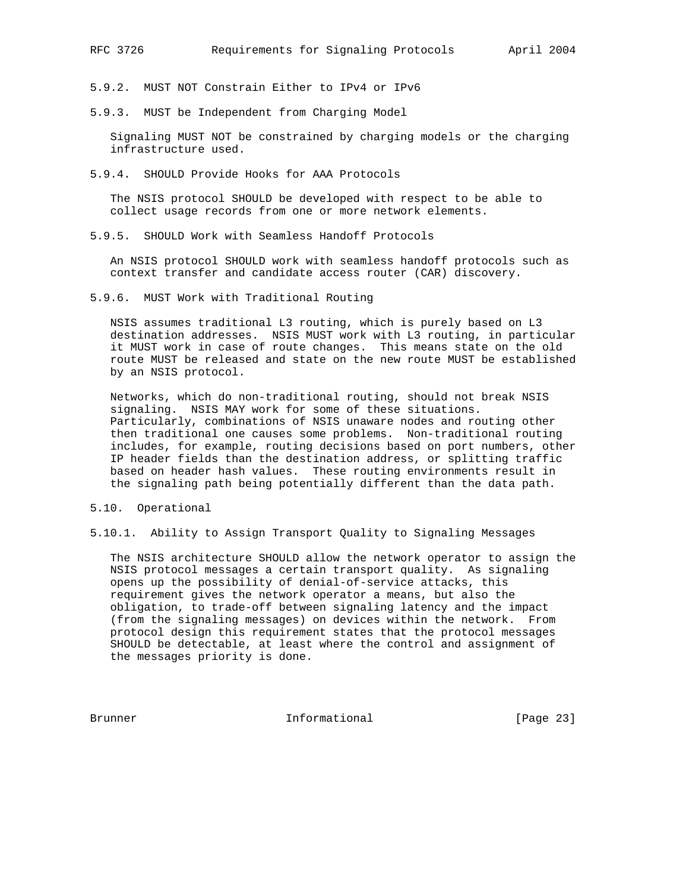#### 5.9.2. MUST NOT Constrain Either to IPv4 or IPv6

#### 5.9.3. MUST be Independent from Charging Model

Signaling MUST NOT be constrained by charging models or the charging infrastructure used.

#### 5.9.4. SHOULD Provide Hooks for AAA Protocols

The NSIS protocol SHOULD be developed with respect to be able to collect usage records from one or more network elements.

#### 5.9.5. SHOULD Work with Seamless Handoff Protocols

An NSIS protocol SHOULD work with seamless handoff protocols such as context transfer and candidate access router (CAR) discovery.

#### 5.9.6. MUST Work with Traditional Routing

NSIS assumes traditional L3 routing, which is purely based on L3 destination addresses. NSIS MUST work with L3 routing, in particular it MUST work in case of route changes. This means state on the old route MUST be released and state on the new route MUST be established by an NSIS protocol.

Networks, which do non-traditional routing, should not break NSIS signaling. NSIS MAY work for some of these situations. Particularly, combinations of NSIS unaware nodes and routing other then traditional one causes some problems. Non-traditional routing includes, for example, routing decisions based on port numbers, other IP header fields than the destination address, or splitting traffic based on header hash values. These routing environments result in the signaling path being potentially different than the data path.

### 5.10. Operational

#### 5.10.1. Ability to Assign Transport Quality to Signaling Messages

The NSIS architecture SHOULD allow the network operator to assign the NSIS protocol messages a certain transport quality. As signaling opens up the possibility of denial-of-service attacks, this requirement gives the network operator a means, but also the obligation, to trade-off between signaling latency and the impact (from the signaling messages) on devices within the network. From protocol design this requirement states that the protocol messages SHOULD be detectable, at least where the control and assignment of the messages priority is done.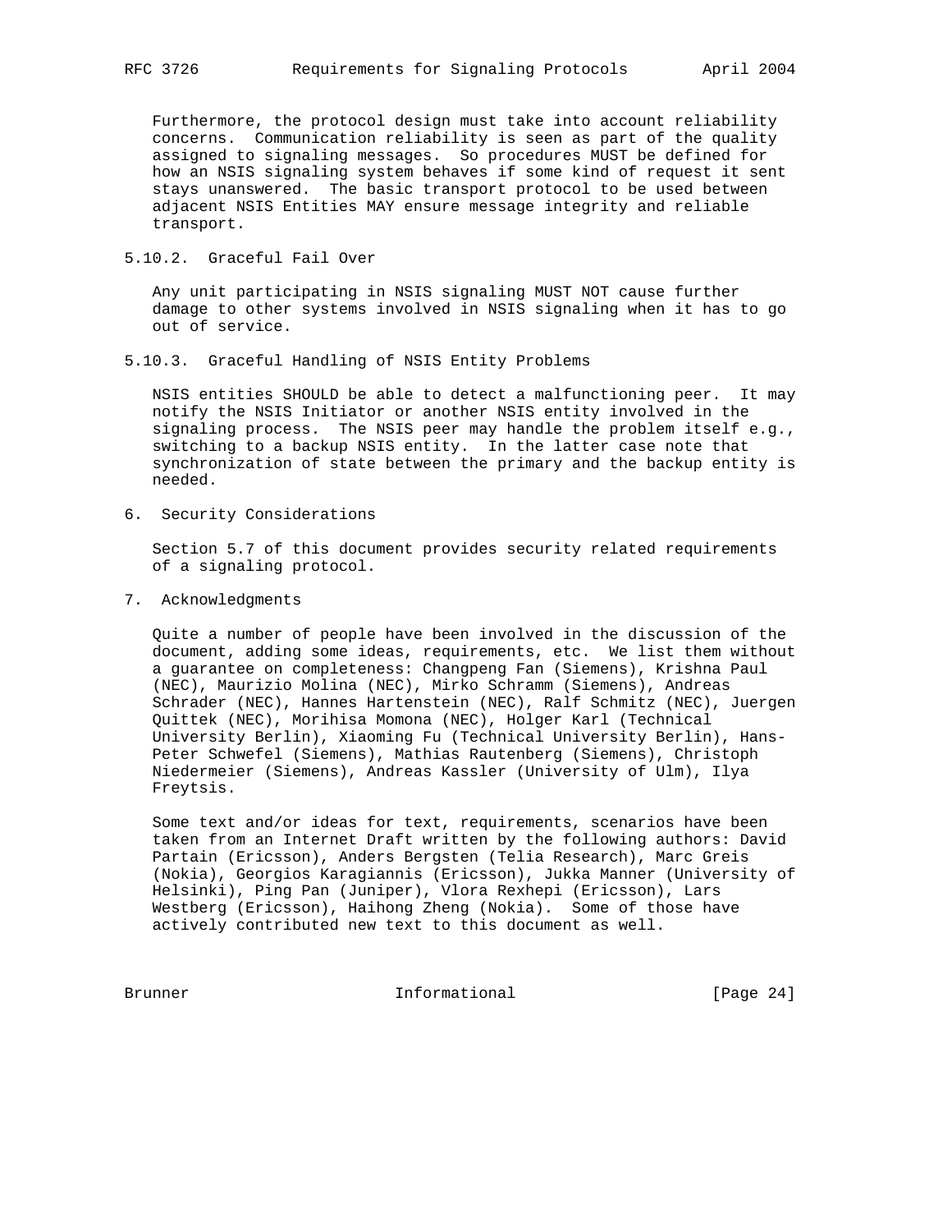Furthermore, the protocol design must take into account reliability concerns. Communication reliability is seen as part of the quality assigned to signaling messages. So procedures MUST be defined for how an NSIS signaling system behaves if some kind of request it sent stays unanswered. The basic transport protocol to be used between adjacent NSIS Entities MAY ensure message integrity and reliable transport.

### 5.10.2. Graceful Fail Over

Any unit participating in NSIS signaling MUST NOT cause further damage to other systems involved in NSIS signaling when it has to go out of service.

### 5.10.3. Graceful Handling of NSIS Entity Problems

NSIS entities SHOULD be able to detect a malfunctioning peer. It may notify the NSIS Initiator or another NSIS entity involved in the signaling process. The NSIS peer may handle the problem itself e.g., switching to a backup NSIS entity. In the latter case note that synchronization of state between the primary and the backup entity is needed.

## 6. Security Considerations

Section 5.7 of this document provides security related requirements of a signaling protocol.

## 7. Acknowledgments

Quite a number of people have been involved in the discussion of the document, adding some ideas, requirements, etc. We list them without a guarantee on completeness: Changpeng Fan (Siemens), Krishna Paul (NEC), Maurizio Molina (NEC), Mirko Schramm (Siemens), Andreas Schrader (NEC), Hannes Hartenstein (NEC), Ralf Schmitz (NEC), Juergen Quittek (NEC), Morihisa Momona (NEC), Holger Karl (Technical University Berlin), Xiaoming Fu (Technical University Berlin), Hans-Peter Schwefel (Siemens), Mathias Rautenberg (Siemens), Christoph Niedermeier (Siemens), Andreas Kassler (University of Ulm), Ilya Freytsis.

Some text and/or ideas for text, requirements, scenarios have been taken from an Internet Draft written by the following authors: David Partain (Ericsson), Anders Bergsten (Telia Research), Marc Greis (Nokia), Georgios Karagiannis (Ericsson), Jukka Manner (University of Helsinki), Ping Pan (Juniper), Vlora Rexhepi (Ericsson), Lars Westberg (Ericsson), Haihong Zheng (Nokia). Some of those have actively contributed new text to this document as well.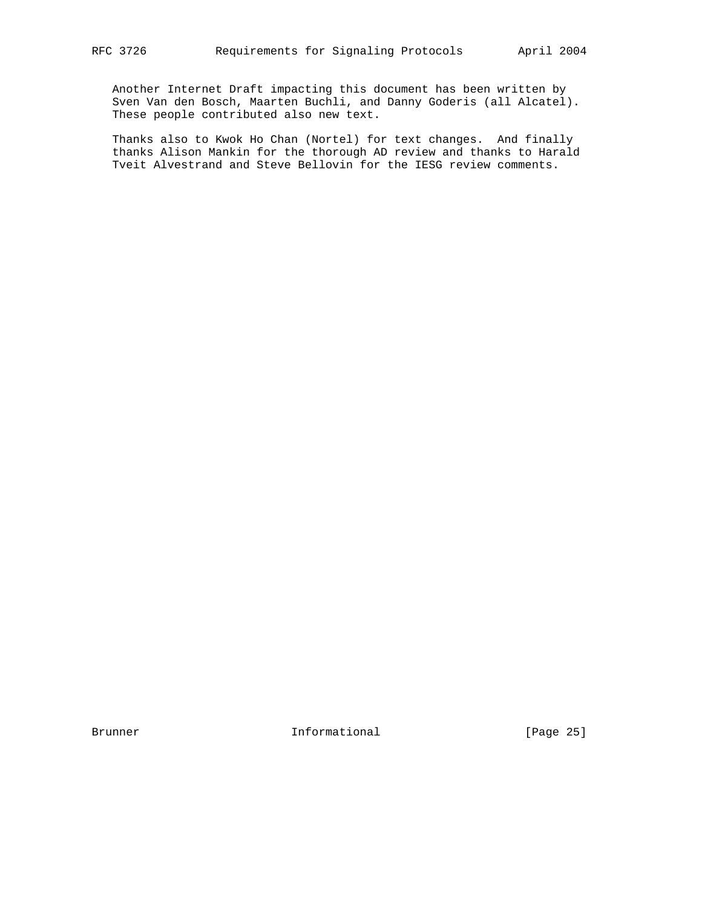Another Internet Draft impacting this document has been written by Sven Van den Bosch, Maarten Buchli, and Danny Goderis (all Alcatel). These people contributed also new text.

Thanks also to Kwok Ho Chan (Nortel) for text changes. And finally thanks Alison Mankin for the thorough AD review and thanks to Harald Tveit Alvestrand and Steve Bellovin for the IESG review comments.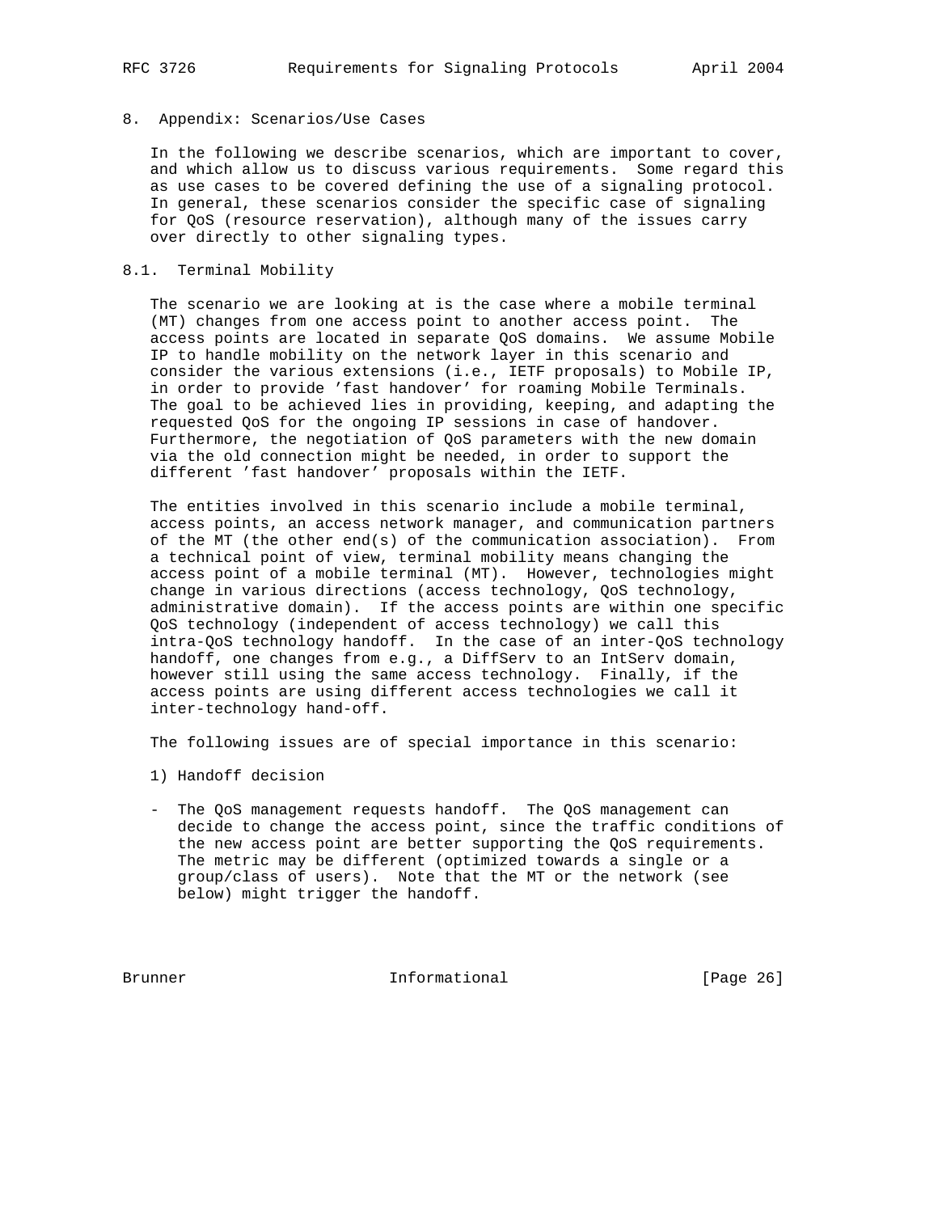## 8. Appendix: Scenarios/Use Cases

In the following we describe scenarios, which are important to cover, and which allow us to discuss various requirements. Some regard this as use cases to be covered defining the use of a signaling protocol. In general, these scenarios consider the specific case of signaling for QoS (resource reservation), although many of the issues carry over directly to other signaling types.

### 8.1. Terminal Mobility

The scenario we are looking at is the case where a mobile terminal (MT) changes from one access point to another access point. The access points are located in separate QoS domains. We assume Mobile IP to handle mobility on the network layer in this scenario and consider the various extensions (i.e., IETF proposals) to Mobile IP, in order to provide 'fast handover' for roaming Mobile Terminals. The goal to be achieved lies in providing, keeping, and adapting the requested QoS for the ongoing IP sessions in case of handover. Furthermore, the negotiation of QoS parameters with the new domain via the old connection might be needed, in order to support the different 'fast handover' proposals within the IETF.

The entities involved in this scenario include a mobile terminal, access points, an access network manager, and communication partners of the MT (the other end(s) of the communication association). From a technical point of view, terminal mobility means changing the access point of a mobile terminal (MT). However, technologies might change in various directions (access technology, QoS technology, administrative domain). If the access points are within one specific QoS technology (independent of access technology) we call this intra-QoS technology handoff. In the case of an inter-QoS technology handoff, one changes from e.g., a DiffServ to an IntServ domain, however still using the same access technology. Finally, if the access points are using different access technologies we call it inter-technology hand-off.

The following issues are of special importance in this scenario:

1) Handoff decision

- The QoS management requests handoff. The QoS management can decide to change the access point, since the traffic conditions of the new access point are better supporting the QoS requirements. The metric may be different (optimized towards a single or a group/class of users). Note that the MT or the network (see below) might trigger the handoff.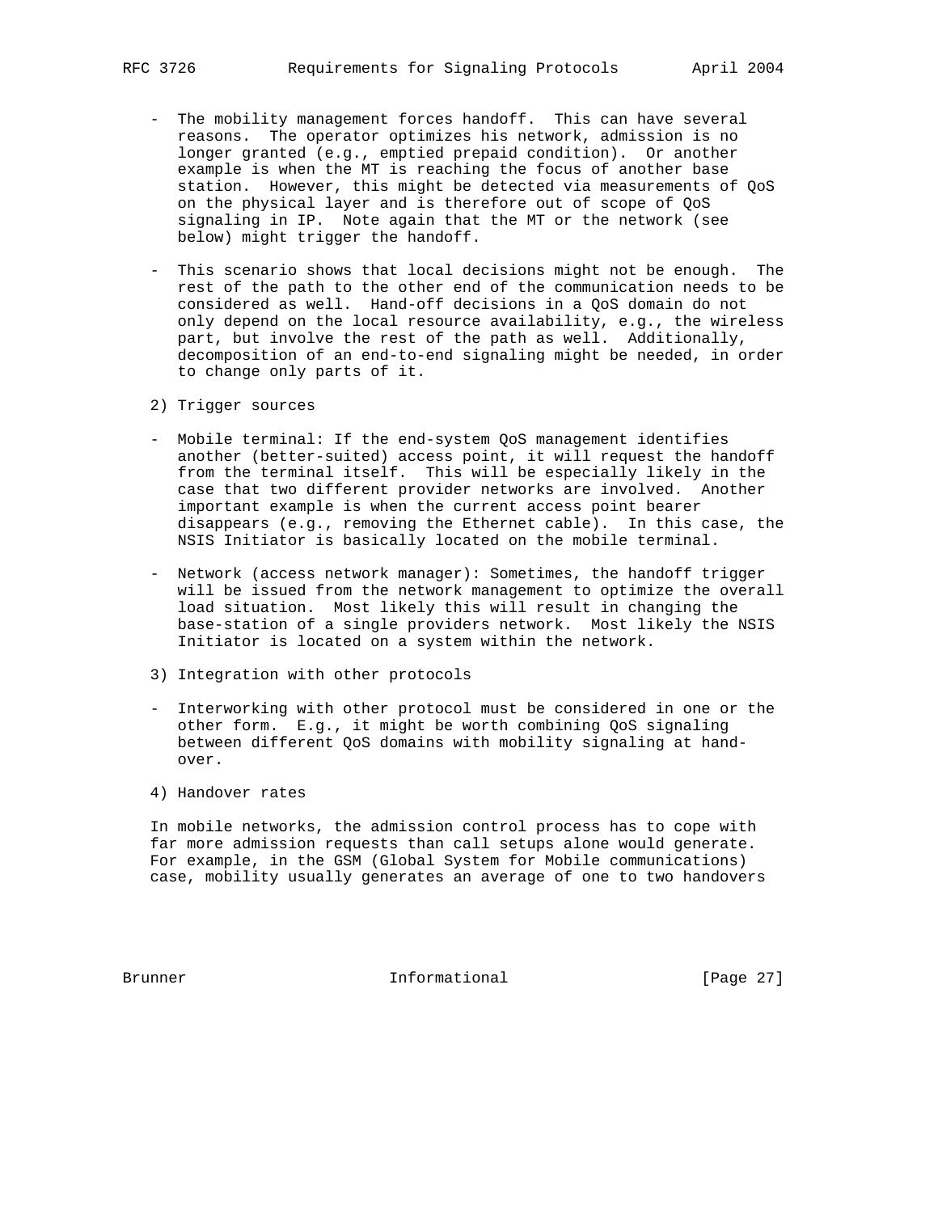- The mobility management forces handoff. This can have several reasons. The operator optimizes his network, admission is no longer granted (e.g., emptied prepaid condition). Or another example is when the MT is reaching the focus of another base station. However, this might be detected via measurements of QoS on the physical layer and is therefore out of scope of QoS signaling in IP. Note again that the MT or the network (see below) might trigger the handoff.

- This scenario shows that local decisions might not be enough. The rest of the path to the other end of the communication needs to be considered as well. Hand-off decisions in a QoS domain do not only depend on the local resource availability, e.g., the wireless part, but involve the rest of the path as well. Additionally, decomposition of an end-to-end signaling might be needed, in order to change only parts of it.

2) Trigger sources

- Mobile terminal: If the end-system QoS management identifies another (better-suited) access point, it will request the handoff from the terminal itself. This will be especially likely in the case that two different provider networks are involved. Another important example is when the current access point bearer disappears (e.g., removing the Ethernet cable). In this case, the NSIS Initiator is basically located on the mobile terminal.

- Network (access network manager): Sometimes, the handoff trigger will be issued from the network management to optimize the overall load situation. Most likely this will result in changing the base-station of a single providers network. Most likely the NSIS Initiator is located on a system within the network.

3) Integration with other protocols

- Interworking with other protocol must be considered in one or the other form. E.g., it might be worth combining QoS signaling between different QoS domains with mobility signaling at hand-over.

4) Handover rates

In mobile networks, the admission control process has to cope with far more admission requests than call setups alone would generate. For example, in the GSM (Global System for Mobile communications) case, mobility usually generates an average of one to two handovers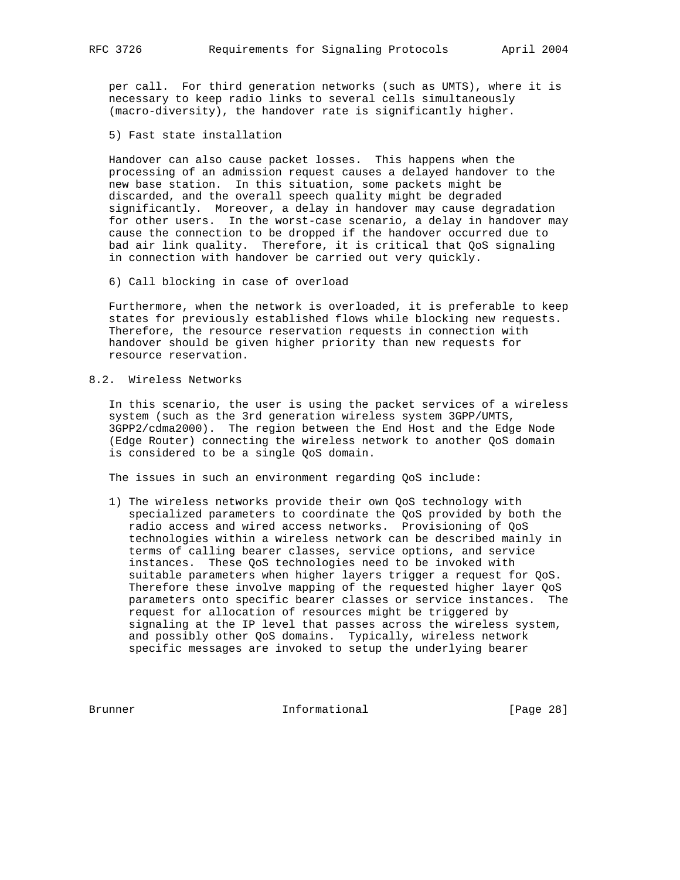per call. For third generation networks (such as UMTS), where it is necessary to keep radio links to several cells simultaneously (macro-diversity), the handover rate is significantly higher.

5) Fast state installation

Handover can also cause packet losses. This happens when the processing of an admission request causes a delayed handover to the new base station. In this situation, some packets might be discarded, and the overall speech quality might be degraded significantly. Moreover, a delay in handover may cause degradation for other users. In the worst-case scenario, a delay in handover may cause the connection to be dropped if the handover occurred due to bad air link quality. Therefore, it is critical that QoS signaling in connection with handover be carried out very quickly.

6) Call blocking in case of overload

Furthermore, when the network is overloaded, it is preferable to keep states for previously established flows while blocking new requests. Therefore, the resource reservation requests in connection with handover should be given higher priority than new requests for resource reservation.

## 8.2. Wireless Networks

In this scenario, the user is using the packet services of a wireless system (such as the 3rd generation wireless system 3GPP/UMTS, 3GPP2/cdma2000). The region between the End Host and the Edge Node (Edge Router) connecting the wireless network to another QoS domain is considered to be a single QoS domain.

The issues in such an environment regarding QoS include:

1) The wireless networks provide their own QoS technology with specialized parameters to coordinate the QoS provided by both the radio access and wired access networks. Provisioning of QoS technologies within a wireless network can be described mainly in terms of calling bearer classes, service options, and service instances. These QoS technologies need to be invoked with suitable parameters when higher layers trigger a request for QoS. Therefore these involve mapping of the requested higher layer QoS parameters onto specific bearer classes or service instances. The request for allocation of resources might be triggered by signaling at the IP level that passes across the wireless system, and possibly other QoS domains. Typically, wireless network specific messages are invoked to setup the underlying bearer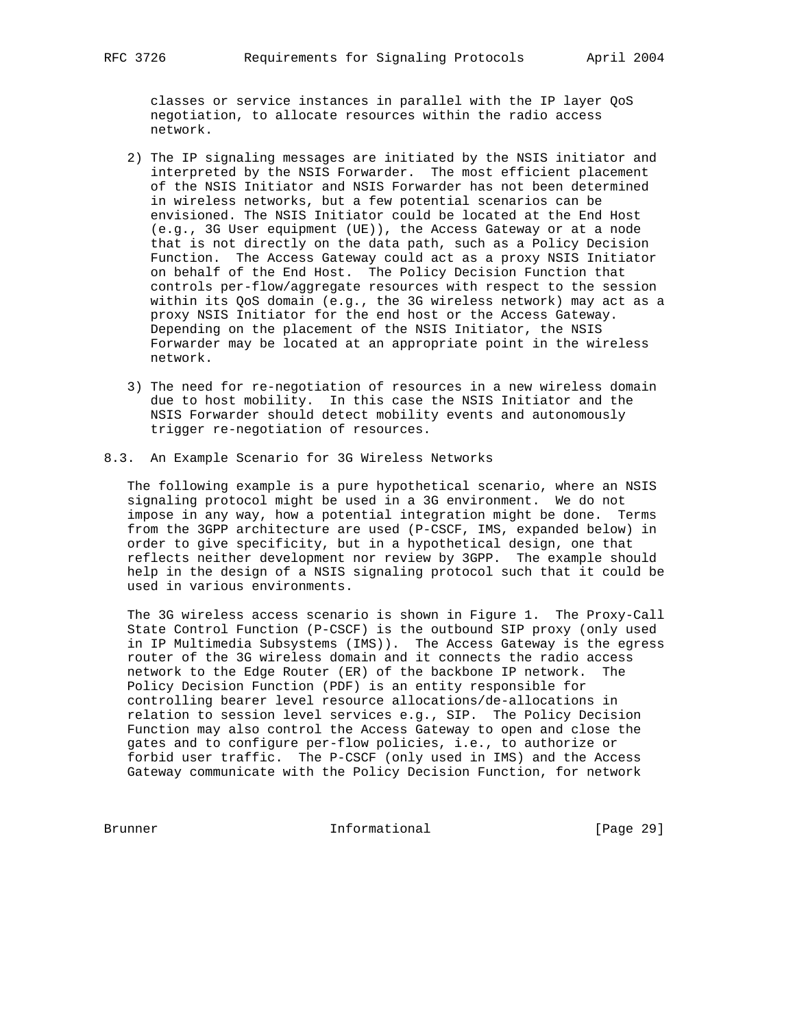classes or service instances in parallel with the IP layer QoS negotiation, to allocate resources within the radio access network.

2) The IP signaling messages are initiated by the NSIS initiator and interpreted by the NSIS Forwarder. The most efficient placement of the NSIS Initiator and NSIS Forwarder has not been determined in wireless networks, but a few potential scenarios can be envisioned. The NSIS Initiator could be located at the End Host (e.g., 3G User equipment (UE)), the Access Gateway or at a node that is not directly on the data path, such as a Policy Decision Function. The Access Gateway could act as a proxy NSIS Initiator on behalf of the End Host. The Policy Decision Function that controls per-flow/aggregate resources with respect to the session within its QoS domain (e.g., the 3G wireless network) may act as a proxy NSIS Initiator for the end host or the Access Gateway. Depending on the placement of the NSIS Initiator, the NSIS Forwarder may be located at an appropriate point in the wireless network.

3) The need for re-negotiation of resources in a new wireless domain due to host mobility. In this case the NSIS Initiator and the NSIS Forwarder should detect mobility events and autonomously trigger re-negotiation of resources.

## 8.3. An Example Scenario for 3G Wireless Networks

The following example is a pure hypothetical scenario, where an NSIS signaling protocol might be used in a 3G environment. We do not impose in any way, how a potential integration might be done. Terms from the 3GPP architecture are used (P-CSCF, IMS, expanded below) in order to give specificity, but in a hypothetical design, one that reflects neither development nor review by 3GPP. The example should help in the design of a NSIS signaling protocol such that it could be used in various environments.

The 3G wireless access scenario is shown in Figure 1. The Proxy-Call State Control Function (P-CSCF) is the outbound SIP proxy (only used in IP Multimedia Subsystems (IMS)). The Access Gateway is the egress router of the 3G wireless domain and it connects the radio access network to the Edge Router (ER) of the backbone IP network. The Policy Decision Function (PDF) is an entity responsible for controlling bearer level resource allocations/de-allocations in relation to session level services e.g., SIP. The Policy Decision Function may also control the Access Gateway to open and close the gates and to configure per-flow policies, i.e., to authorize or forbid user traffic. The P-CSCF (only used in IMS) and the Access Gateway communicate with the Policy Decision Function, for network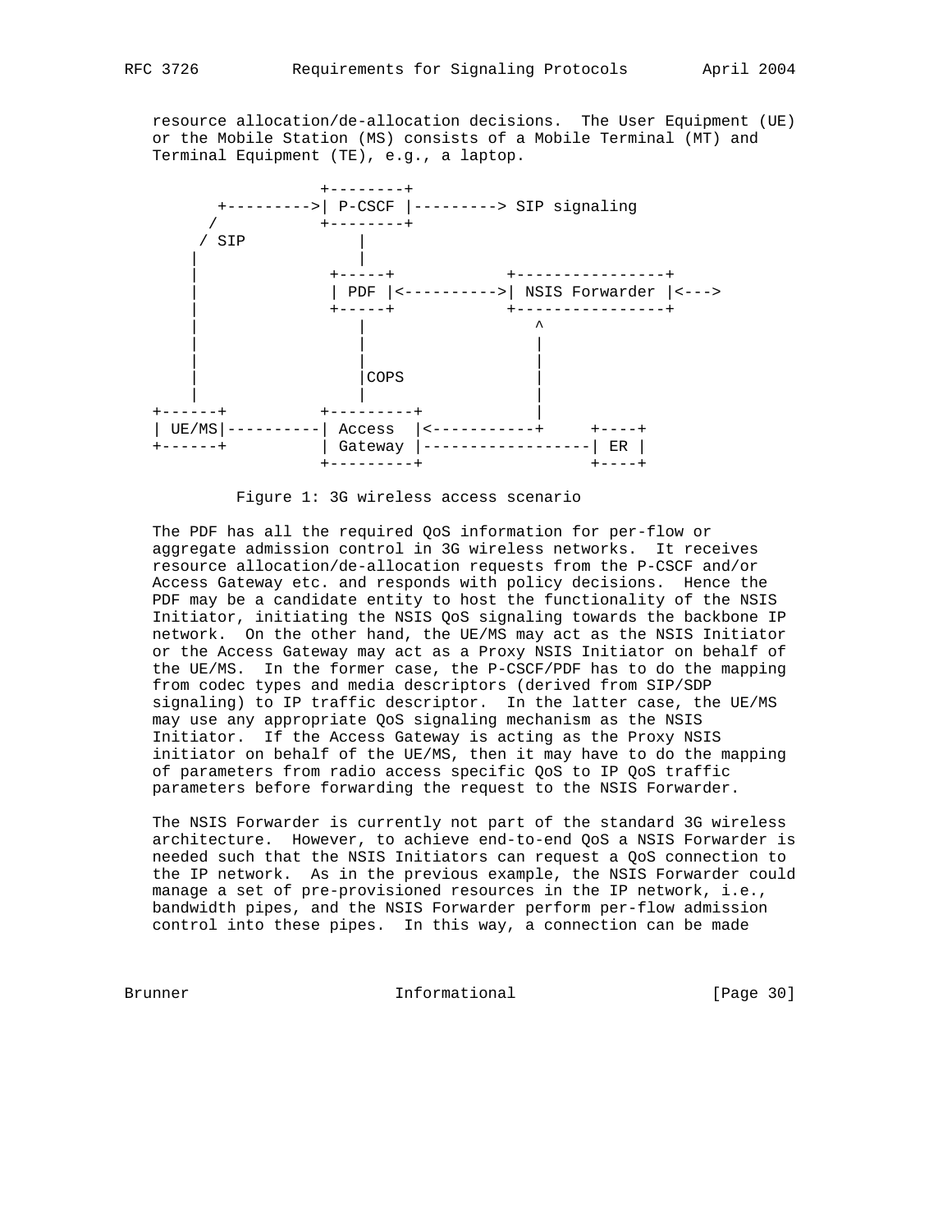resource allocation/de-allocation decisions. The User Equipment (UE) or the Mobile Station (MS) consists of a Mobile Terminal (MT) and Terminal Equipment (TE), e.g., a laptop.

```
                 +--------+
      +--------->| P-CSCF |---------> SIP signaling
     /           +--------+
    / SIP            |
   |                 |
   |              +-----+            +----------------+
   |              | PDF |<---------->| NSIS Forwarder |<--->
   |              +-----+            +----------------+
   |                 |                   ^
   |                 |                   |
   |                 |                   |
   |                 |COPS               |
   |                 |                   |
+------+         +---------+             |
| UE/MS|---------| Access  |<------------+     +----+
+------+         | Gateway |-----------------| ER |
                 +---------+                 +----+
```

Figure 1: 3G wireless access scenario

The PDF has all the required QoS information for per-flow or aggregate admission control in 3G wireless networks. It receives resource allocation/de-allocation requests from the P-CSCF and/or Access Gateway etc. and responds with policy decisions. Hence the PDF may be a candidate entity to host the functionality of the NSIS Initiator, initiating the NSIS QoS signaling towards the backbone IP network. On the other hand, the UE/MS may act as the NSIS Initiator or the Access Gateway may act as a Proxy NSIS Initiator on behalf of the UE/MS. In the former case, the P-CSCF/PDF has to do the mapping from codec types and media descriptors (derived from SIP/SDP signaling) to IP traffic descriptor. In the latter case, the UE/MS may use any appropriate QoS signaling mechanism as the NSIS Initiator. If the Access Gateway is acting as the Proxy NSIS initiator on behalf of the UE/MS, then it may have to do the mapping of parameters from radio access specific QoS to IP QoS traffic parameters before forwarding the request to the NSIS Forwarder.

The NSIS Forwarder is currently not part of the standard 3G wireless architecture. However, to achieve end-to-end QoS a NSIS Forwarder is needed such that the NSIS Initiators can request a QoS connection to the IP network. As in the previous example, the NSIS Forwarder could manage a set of pre-provisioned resources in the IP network, i.e., bandwidth pipes, and the NSIS Forwarder perform per-flow admission control into these pipes. In this way, a connection can be made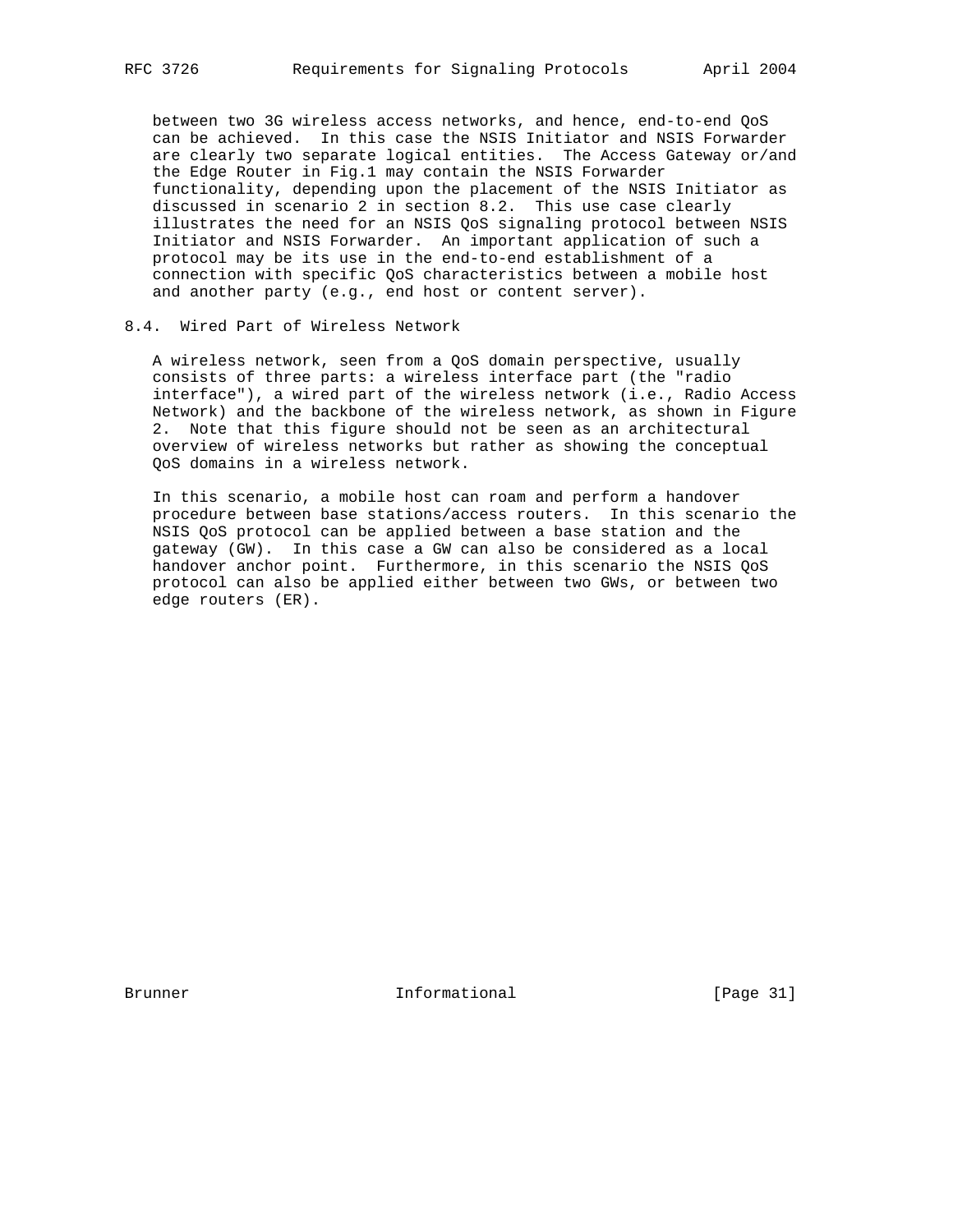between two 3G wireless access networks, and hence, end-to-end QoS can be achieved. In this case the NSIS Initiator and NSIS Forwarder are clearly two separate logical entities. The Access Gateway or/and the Edge Router in Fig.1 may contain the NSIS Forwarder functionality, depending upon the placement of the NSIS Initiator as discussed in scenario 2 in section 8.2. This use case clearly illustrates the need for an NSIS QoS signaling protocol between NSIS Initiator and NSIS Forwarder. An important application of such a protocol may be its use in the end-to-end establishment of a connection with specific QoS characteristics between a mobile host and another party (e.g., end host or content server).

## 8.4. Wired Part of Wireless Network

A wireless network, seen from a QoS domain perspective, usually consists of three parts: a wireless interface part (the "radio interface"), a wired part of the wireless network (i.e., Radio Access Network) and the backbone of the wireless network, as shown in Figure 2. Note that this figure should not be seen as an architectural overview of wireless networks but rather as showing the conceptual QoS domains in a wireless network.

In this scenario, a mobile host can roam and perform a handover procedure between base stations/access routers. In this scenario the NSIS QoS protocol can be applied between a base station and the gateway (GW). In this case a GW can also be considered as a local handover anchor point. Furthermore, in this scenario the NSIS QoS protocol can also be applied either between two GWs, or between two edge routers (ER).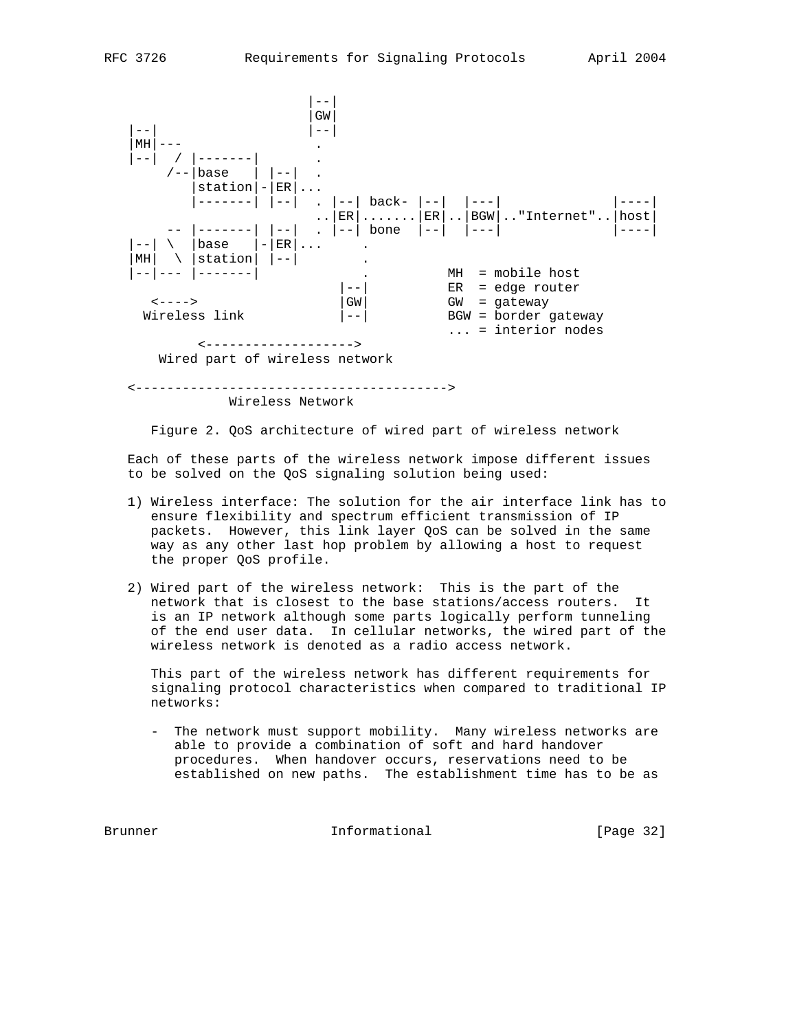```
                       |--|
                       |GW|
   |--|                |--|
   |MH|---              .
   |--|  / |-------|    .
        /--|base   | |--|  .
           |station|-|ER|...
           |-------| |--|  . |--| back- |--|  |---|            |----|
                           ..|ER|.......|ER|..|BGW|.."Internet"..|host|
        -- |-------| |--|  . |--| bone  |--|  |---|            |----|
   |--| \  |base   |-|ER|...     .
   |MH|  \ |station| |--|        .
   |--|--- |-------|             .         MH  = mobile host
                              |--|         ER  = edge router
      <---->                  |GW|         GW  = gateway
     Wireless link            |--|         BGW = border gateway
                                           ... = interior nodes
            <------------------->
        Wired part of wireless network

   <---------------------------------------->
                Wireless Network
```

Figure 2. QoS architecture of wired part of wireless network

Each of these parts of the wireless network impose different issues to be solved on the QoS signaling solution being used:

1) Wireless interface: The solution for the air interface link has to ensure flexibility and spectrum efficient transmission of IP packets. However, this link layer QoS can be solved in the same way as any other last hop problem by allowing a host to request the proper QoS profile.

2) Wired part of the wireless network: This is the part of the network that is closest to the base stations/access routers. It is an IP network although some parts logically perform tunneling of the end user data. In cellular networks, the wired part of the wireless network is denoted as a radio access network.

   This part of the wireless network has different requirements for signaling protocol characteristics when compared to traditional IP networks:

   - The network must support mobility. Many wireless networks are able to provide a combination of soft and hard handover procedures. When handover occurs, reservations need to be established on new paths. The establishment time has to be as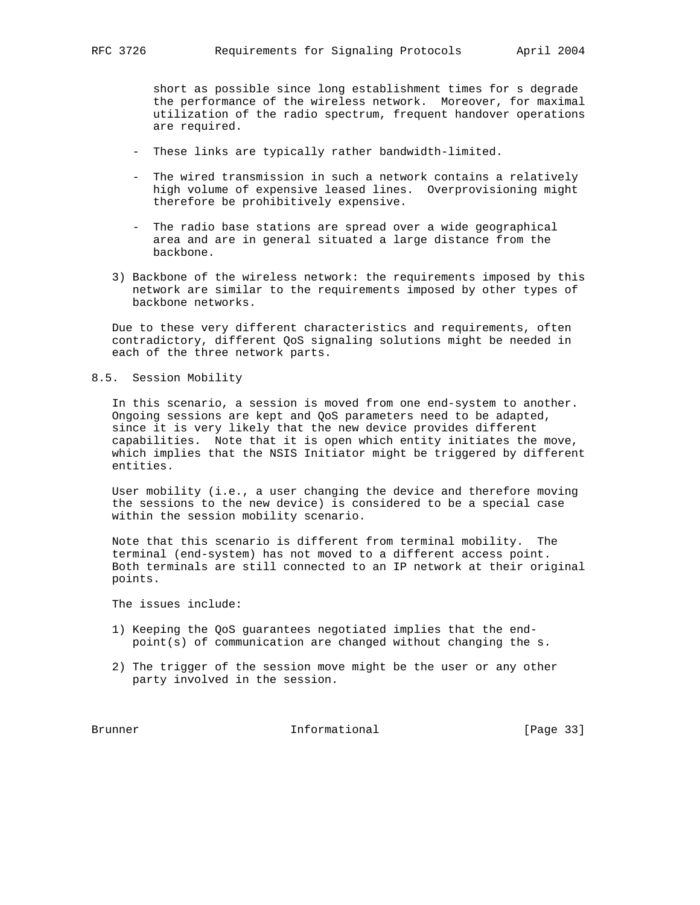short as possible since long establishment times for s degrade the performance of the wireless network. Moreover, for maximal utilization of the radio spectrum, frequent handover operations are required.

- These links are typically rather bandwidth-limited.
- The wired transmission in such a network contains a relatively high volume of expensive leased lines. Overprovisioning might therefore be prohibitively expensive.
- The radio base stations are spread over a wide geographical area and are in general situated a large distance from the backbone.

3) Backbone of the wireless network: the requirements imposed by this network are similar to the requirements imposed by other types of backbone networks.

Due to these very different characteristics and requirements, often contradictory, different QoS signaling solutions might be needed in each of the three network parts.

## 8.5. Session Mobility

In this scenario, a session is moved from one end-system to another. Ongoing sessions are kept and QoS parameters need to be adapted, since it is very likely that the new device provides different capabilities. Note that it is open which entity initiates the move, which implies that the NSIS Initiator might be triggered by different entities.

User mobility (i.e., a user changing the device and therefore moving the sessions to the new device) is considered to be a special case within the session mobility scenario.

Note that this scenario is different from terminal mobility. The terminal (end-system) has not moved to a different access point. Both terminals are still connected to an IP network at their original points.

The issues include:

1) Keeping the QoS guarantees negotiated implies that the end-point(s) of communication are changed without changing the s.
2) The trigger of the session move might be the user or any other party involved in the session.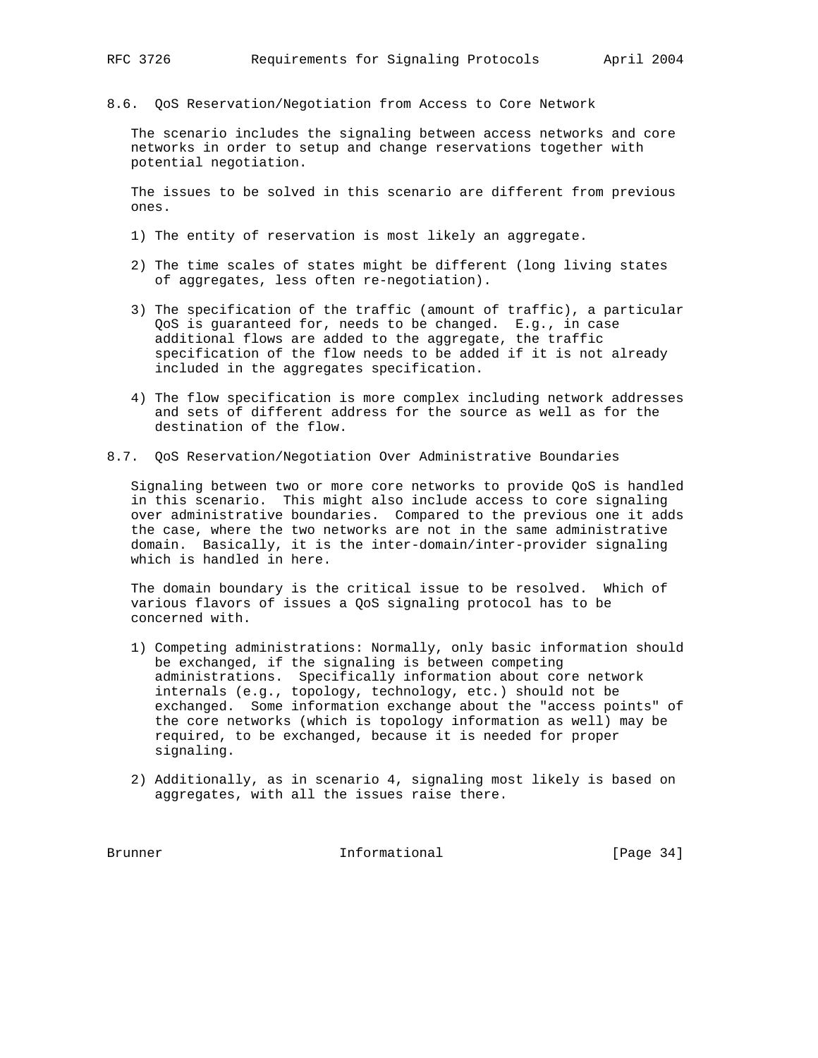### 8.6. QoS Reservation/Negotiation from Access to Core Network

The scenario includes the signaling between access networks and core networks in order to setup and change reservations together with potential negotiation.

The issues to be solved in this scenario are different from previous ones.

1) The entity of reservation is most likely an aggregate.

2) The time scales of states might be different (long living states of aggregates, less often re-negotiation).

3) The specification of the traffic (amount of traffic), a particular QoS is guaranteed for, needs to be changed. E.g., in case additional flows are added to the aggregate, the traffic specification of the flow needs to be added if it is not already included in the aggregates specification.

4) The flow specification is more complex including network addresses and sets of different address for the source as well as for the destination of the flow.

### 8.7. QoS Reservation/Negotiation Over Administrative Boundaries

Signaling between two or more core networks to provide QoS is handled in this scenario. This might also include access to core signaling over administrative boundaries. Compared to the previous one it adds the case, where the two networks are not in the same administrative domain. Basically, it is the inter-domain/inter-provider signaling which is handled in here.

The domain boundary is the critical issue to be resolved. Which of various flavors of issues a QoS signaling protocol has to be concerned with.

1) Competing administrations: Normally, only basic information should be exchanged, if the signaling is between competing administrations. Specifically information about core network internals (e.g., topology, technology, etc.) should not be exchanged. Some information exchange about the "access points" of the core networks (which is topology information as well) may be required, to be exchanged, because it is needed for proper signaling.

2) Additionally, as in scenario 4, signaling most likely is based on aggregates, with all the issues raise there.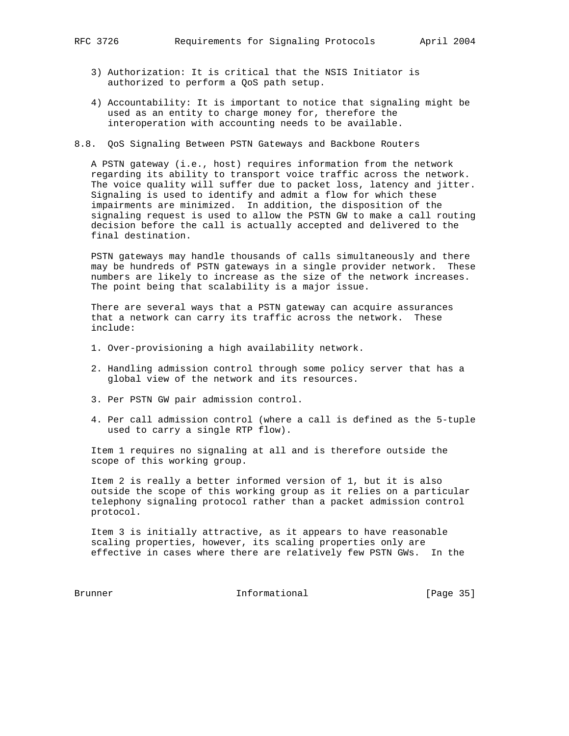3) Authorization: It is critical that the NSIS Initiator is authorized to perform a QoS path setup.

4) Accountability: It is important to notice that signaling might be used as an entity to charge money for, therefore the interoperation with accounting needs to be available.

### 8.8. QoS Signaling Between PSTN Gateways and Backbone Routers

A PSTN gateway (i.e., host) requires information from the network regarding its ability to transport voice traffic across the network. The voice quality will suffer due to packet loss, latency and jitter. Signaling is used to identify and admit a flow for which these impairments are minimized. In addition, the disposition of the signaling request is used to allow the PSTN GW to make a call routing decision before the call is actually accepted and delivered to the final destination.

PSTN gateways may handle thousands of calls simultaneously and there may be hundreds of PSTN gateways in a single provider network. These numbers are likely to increase as the size of the network increases. The point being that scalability is a major issue.

There are several ways that a PSTN gateway can acquire assurances that a network can carry its traffic across the network. These include:

1. Over-provisioning a high availability network.

2. Handling admission control through some policy server that has a global view of the network and its resources.

3. Per PSTN GW pair admission control.

4. Per call admission control (where a call is defined as the 5-tuple used to carry a single RTP flow).

Item 1 requires no signaling at all and is therefore outside the scope of this working group.

Item 2 is really a better informed version of 1, but it is also outside the scope of this working group as it relies on a particular telephony signaling protocol rather than a packet admission control protocol.

Item 3 is initially attractive, as it appears to have reasonable scaling properties, however, its scaling properties only are effective in cases where there are relatively few PSTN GWs. In the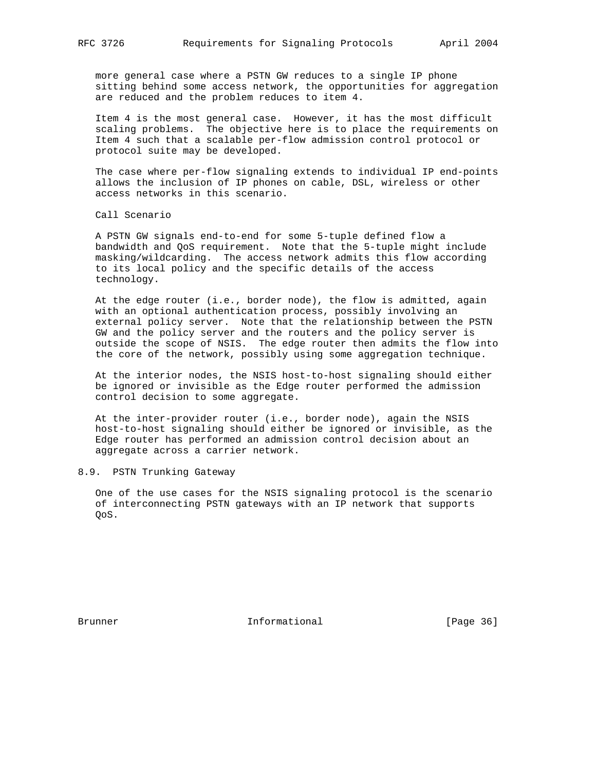more general case where a PSTN GW reduces to a single IP phone sitting behind some access network, the opportunities for aggregation are reduced and the problem reduces to item 4.

Item 4 is the most general case. However, it has the most difficult scaling problems. The objective here is to place the requirements on Item 4 such that a scalable per-flow admission control protocol or protocol suite may be developed.

The case where per-flow signaling extends to individual IP end-points allows the inclusion of IP phones on cable, DSL, wireless or other access networks in this scenario.

Call Scenario

A PSTN GW signals end-to-end for some 5-tuple defined flow a bandwidth and QoS requirement. Note that the 5-tuple might include masking/wildcarding. The access network admits this flow according to its local policy and the specific details of the access technology.

At the edge router (i.e., border node), the flow is admitted, again with an optional authentication process, possibly involving an external policy server. Note that the relationship between the PSTN GW and the policy server and the routers and the policy server is outside the scope of NSIS. The edge router then admits the flow into the core of the network, possibly using some aggregation technique.

At the interior nodes, the NSIS host-to-host signaling should either be ignored or invisible as the Edge router performed the admission control decision to some aggregate.

At the inter-provider router (i.e., border node), again the NSIS host-to-host signaling should either be ignored or invisible, as the Edge router has performed an admission control decision about an aggregate across a carrier network.

## 8.9. PSTN Trunking Gateway

One of the use cases for the NSIS signaling protocol is the scenario of interconnecting PSTN gateways with an IP network that supports QoS.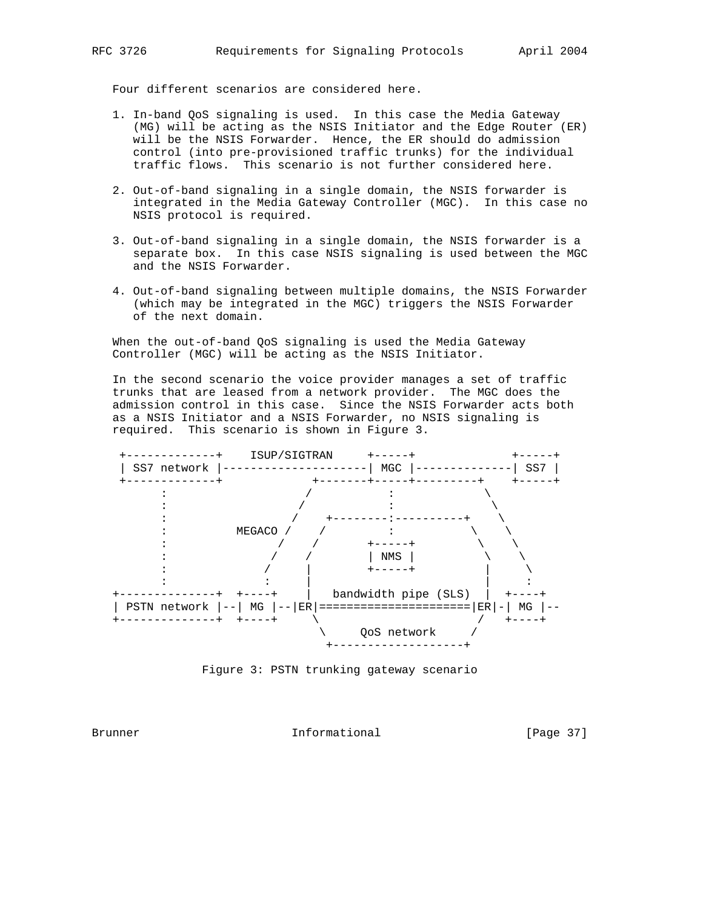Four different scenarios are considered here.

1. In-band QoS signaling is used. In this case the Media Gateway (MG) will be acting as the NSIS Initiator and the Edge Router (ER) will be the NSIS Forwarder. Hence, the ER should do admission control (into pre-provisioned traffic trunks) for the individual traffic flows. This scenario is not further considered here.

2. Out-of-band signaling in a single domain, the NSIS forwarder is integrated in the Media Gateway Controller (MGC). In this case no NSIS protocol is required.

3. Out-of-band signaling in a single domain, the NSIS forwarder is a separate box. In this case NSIS signaling is used between the MGC and the NSIS Forwarder.

4. Out-of-band signaling between multiple domains, the NSIS Forwarder (which may be integrated in the MGC) triggers the NSIS Forwarder of the next domain.

When the out-of-band QoS signaling is used the Media Gateway Controller (MGC) will be acting as the NSIS Initiator.

In the second scenario the voice provider manages a set of traffic trunks that are leased from a network provider. The MGC does the admission control in this case. Since the NSIS Forwarder acts both as a NSIS Initiator and a NSIS Forwarder, no NSIS signaling is required. This scenario is shown in Figure 3.

```
 +-------------+    ISUP/SIGTRAN     +-----+              +-----+
 | SS7 network |---------------------| MGC |--------------| SS7 |
 +-------------+            +-------+-----+---------+    +-----+
       :                   /          :              \
       :                  /           :               \
       :                 /    +--------:----------+    \
       :          MEGACO /    /         :          \    \
       :               /    /       +-----+        \    \
       :              /    /        | NMS |         \    \
       :             /     |        +-----+         |     \
       :             :     |                        |     :
+--------------+  +----+    |   bandwidth pipe (SLS)  |  +----+
| PSTN network |--| MG |--|ER|======================|ER|-| MG |--
+--------------+  +----+     \                      /   +----+
                              \     QoS network     /
                               +-------------------+
```

Figure 3: PSTN trunking gateway scenario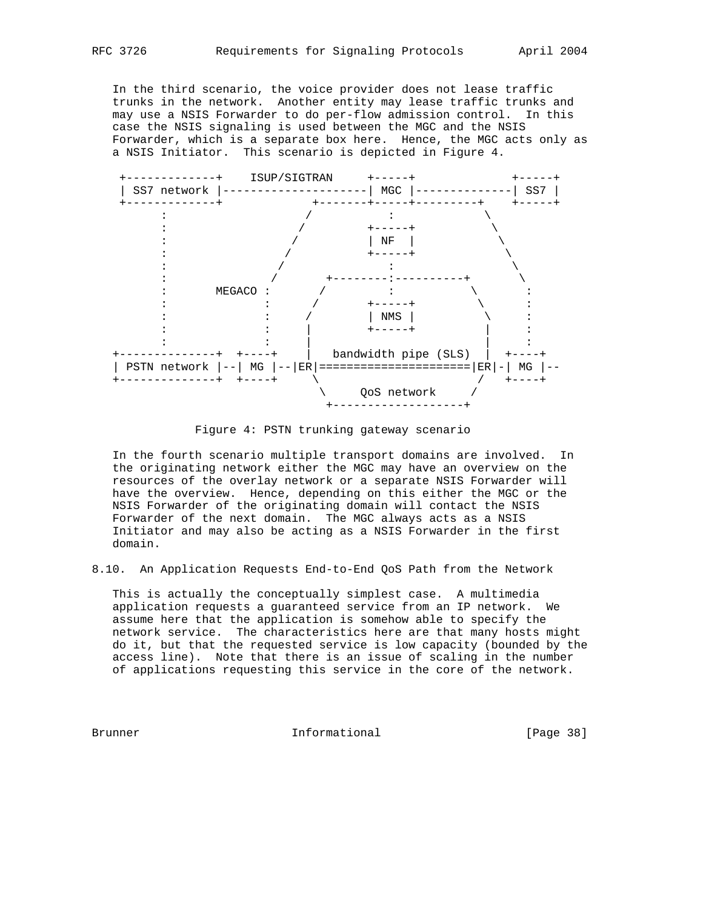In the third scenario, the voice provider does not lease traffic trunks in the network. Another entity may lease traffic trunks and may use a NSIS Forwarder to do per-flow admission control. In this case the NSIS signaling is used between the MGC and the NSIS Forwarder, which is a separate box here. Hence, the MGC acts only as a NSIS Initiator. This scenario is depicted in Figure 4.

```
 +-------------+    ISUP/SIGTRAN     +-----+              +-----+
 | SS7 network |---------------------| MGC |--------------| SS7 |
 +-------------+              +-------+-----+---------+    +-----+
       :                     /           :             \
       :                    /         +-----+           \
       :                   /          | NF  |            \
       :                  /           +-----+             \
       :                 /               :                 \
       :                /       +--------:----------+       \
       :       MEGACO :        /         :           \       :
       :              :       /       +-----+         \      :
       :              :      /        | NMS |          \     :
       :              :     |         +-----+           |    :
       :              :     |                           |    :
+--------------+  +----+    |   bandwidth pipe (SLS)   |  +----+
| PSTN network |--| MG |--|ER|=====================|ER|-| MG |--
+--------------+  +----+     \                         /   +----+
                              \     QoS network     /
                               +-------------------+
```

Figure 4: PSTN trunking gateway scenario

In the fourth scenario multiple transport domains are involved. In the originating network either the MGC may have an overview on the resources of the overlay network or a separate NSIS Forwarder will have the overview. Hence, depending on this either the MGC or the NSIS Forwarder of the originating domain will contact the NSIS Forwarder of the next domain. The MGC always acts as a NSIS Initiator and may also be acting as a NSIS Forwarder in the first domain.

## 8.10. An Application Requests End-to-End QoS Path from the Network

This is actually the conceptually simplest case. A multimedia application requests a guaranteed service from an IP network. We assume here that the application is somehow able to specify the network service. The characteristics here are that many hosts might do it, but that the requested service is low capacity (bounded by the access line). Note that there is an issue of scaling in the number of applications requesting this service in the core of the network.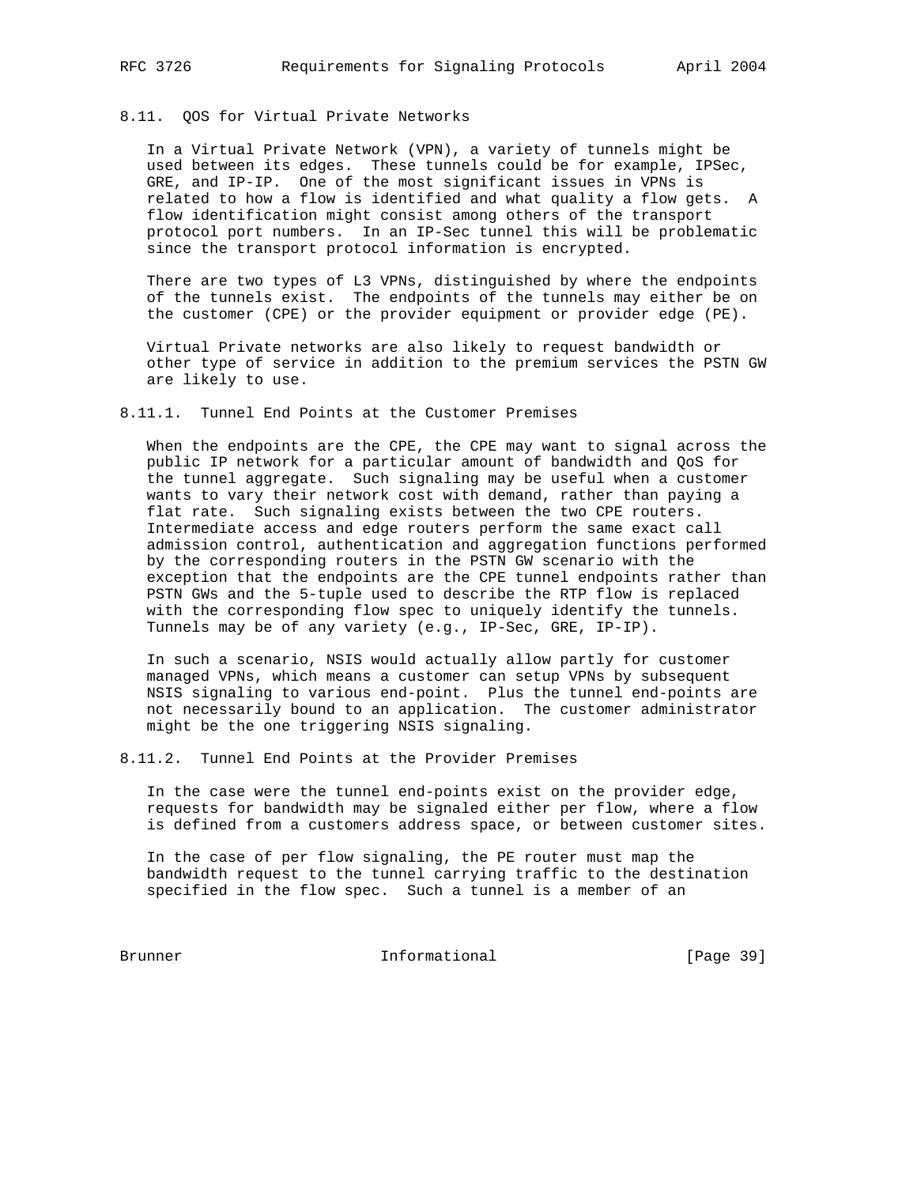### 8.11. QOS for Virtual Private Networks

In a Virtual Private Network (VPN), a variety of tunnels might be used between its edges. These tunnels could be for example, IPSec, GRE, and IP-IP. One of the most significant issues in VPNs is related to how a flow is identified and what quality a flow gets. A flow identification might consist among others of the transport protocol port numbers. In an IP-Sec tunnel this will be problematic since the transport protocol information is encrypted.

There are two types of L3 VPNs, distinguished by where the endpoints of the tunnels exist. The endpoints of the tunnels may either be on the customer (CPE) or the provider equipment or provider edge (PE).

Virtual Private networks are also likely to request bandwidth or other type of service in addition to the premium services the PSTN GW are likely to use.

#### 8.11.1. Tunnel End Points at the Customer Premises

When the endpoints are the CPE, the CPE may want to signal across the public IP network for a particular amount of bandwidth and QoS for the tunnel aggregate. Such signaling may be useful when a customer wants to vary their network cost with demand, rather than paying a flat rate. Such signaling exists between the two CPE routers. Intermediate access and edge routers perform the same exact call admission control, authentication and aggregation functions performed by the corresponding routers in the PSTN GW scenario with the exception that the endpoints are the CPE tunnel endpoints rather than PSTN GWs and the 5-tuple used to describe the RTP flow is replaced with the corresponding flow spec to uniquely identify the tunnels. Tunnels may be of any variety (e.g., IP-Sec, GRE, IP-IP).

In such a scenario, NSIS would actually allow partly for customer managed VPNs, which means a customer can setup VPNs by subsequent NSIS signaling to various end-point. Plus the tunnel end-points are not necessarily bound to an application. The customer administrator might be the one triggering NSIS signaling.

#### 8.11.2. Tunnel End Points at the Provider Premises

In the case were the tunnel end-points exist on the provider edge, requests for bandwidth may be signaled either per flow, where a flow is defined from a customers address space, or between customer sites.

In the case of per flow signaling, the PE router must map the bandwidth request to the tunnel carrying traffic to the destination specified in the flow spec. Such a tunnel is a member of an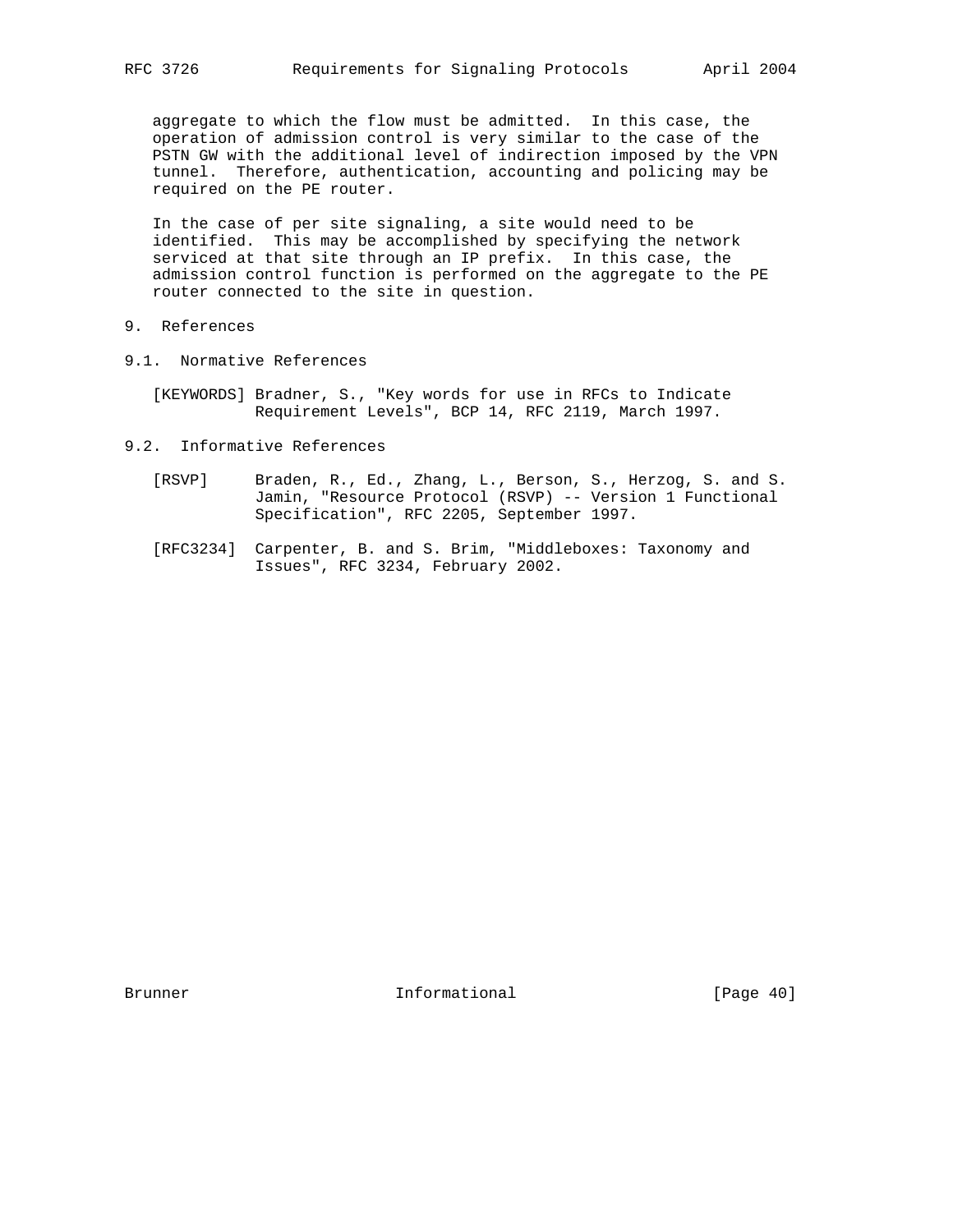aggregate to which the flow must be admitted. In this case, the operation of admission control is very similar to the case of the PSTN GW with the additional level of indirection imposed by the VPN tunnel. Therefore, authentication, accounting and policing may be required on the PE router.

In the case of per site signaling, a site would need to be identified. This may be accomplished by specifying the network serviced at that site through an IP prefix. In this case, the admission control function is performed on the aggregate to the PE router connected to the site in question.

# 9. References

## 9.1. Normative References

[KEYWORDS] Bradner, S., "Key words for use in RFCs to Indicate Requirement Levels", BCP 14, RFC 2119, March 1997.

## 9.2. Informative References

[RSVP] Braden, R., Ed., Zhang, L., Berson, S., Herzog, S. and S. Jamin, "Resource Protocol (RSVP) -- Version 1 Functional Specification", RFC 2205, September 1997.

[RFC3234] Carpenter, B. and S. Brim, "Middleboxes: Taxonomy and Issues", RFC 3234, February 2002.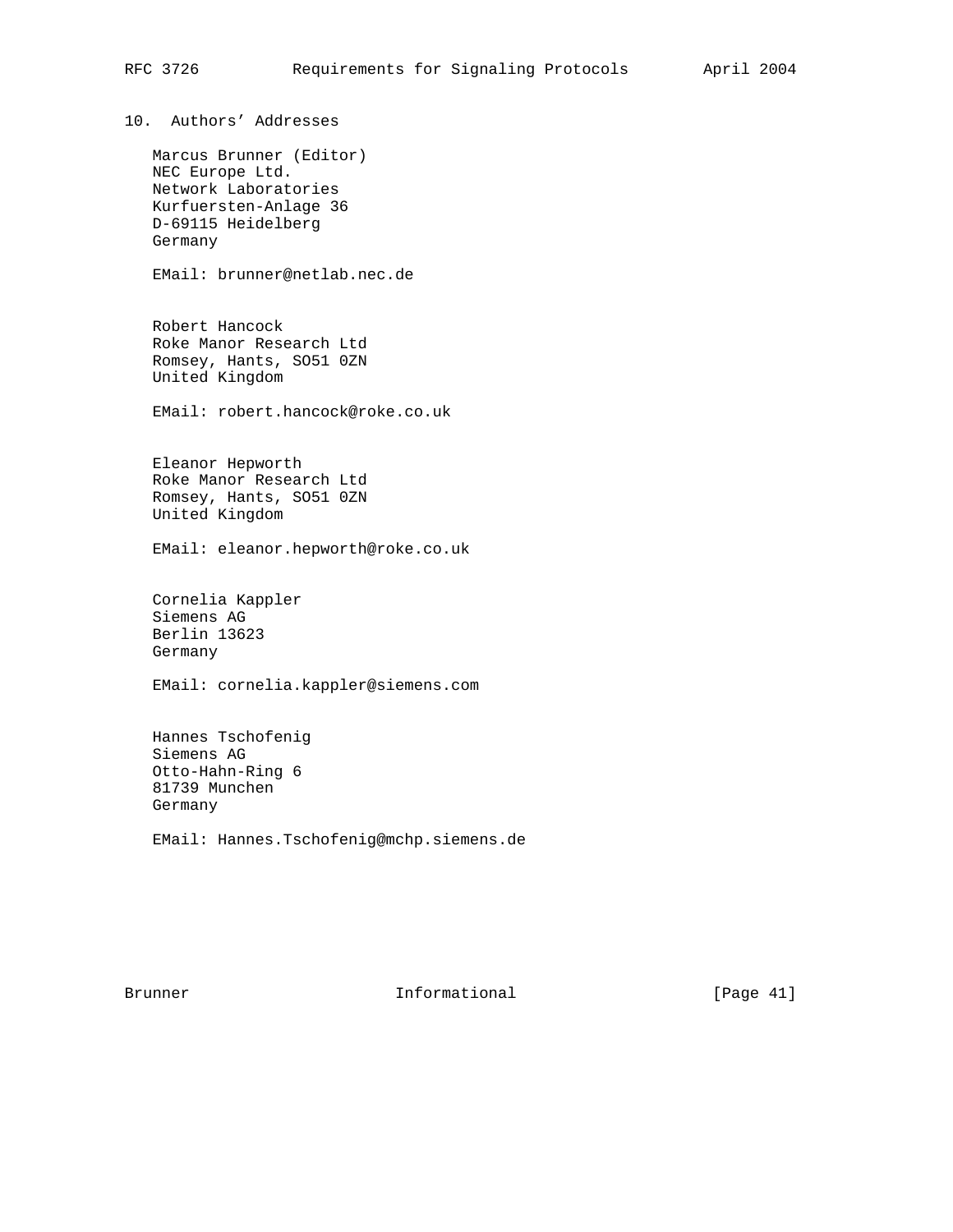## 10. Authors' Addresses

Marcus Brunner (Editor)
NEC Europe Ltd.
Network Laboratories
Kurfuersten-Anlage 36
D-69115 Heidelberg
Germany

EMail: brunner@netlab.nec.de

Robert Hancock
Roke Manor Research Ltd
Romsey, Hants, SO51 0ZN
United Kingdom

EMail: robert.hancock@roke.co.uk

Eleanor Hepworth
Roke Manor Research Ltd
Romsey, Hants, SO51 0ZN
United Kingdom

EMail: eleanor.hepworth@roke.co.uk

Cornelia Kappler
Siemens AG
Berlin 13623
Germany

EMail: cornelia.kappler@siemens.com

Hannes Tschofenig
Siemens AG
Otto-Hahn-Ring 6
81739 Munchen
Germany

EMail: Hannes.Tschofenig@mchp.siemens.de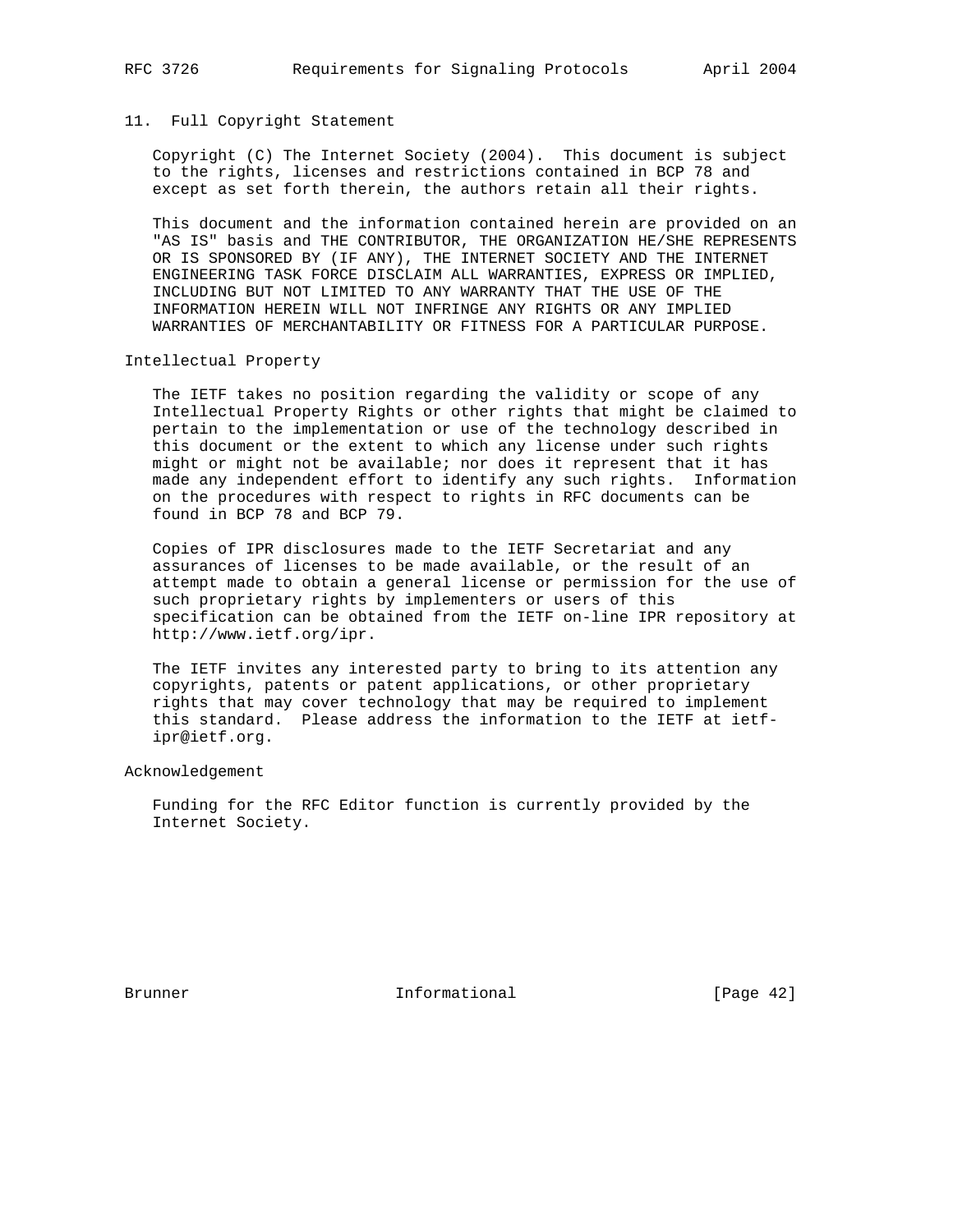## 11. Full Copyright Statement

Copyright (C) The Internet Society (2004). This document is subject to the rights, licenses and restrictions contained in BCP 78 and except as set forth therein, the authors retain all their rights.

This document and the information contained herein are provided on an "AS IS" basis and THE CONTRIBUTOR, THE ORGANIZATION HE/SHE REPRESENTS OR IS SPONSORED BY (IF ANY), THE INTERNET SOCIETY AND THE INTERNET ENGINEERING TASK FORCE DISCLAIM ALL WARRANTIES, EXPRESS OR IMPLIED, INCLUDING BUT NOT LIMITED TO ANY WARRANTY THAT THE USE OF THE INFORMATION HEREIN WILL NOT INFRINGE ANY RIGHTS OR ANY IMPLIED WARRANTIES OF MERCHANTABILITY OR FITNESS FOR A PARTICULAR PURPOSE.

## Intellectual Property

The IETF takes no position regarding the validity or scope of any Intellectual Property Rights or other rights that might be claimed to pertain to the implementation or use of the technology described in this document or the extent to which any license under such rights might or might not be available; nor does it represent that it has made any independent effort to identify any such rights. Information on the procedures with respect to rights in RFC documents can be found in BCP 78 and BCP 79.

Copies of IPR disclosures made to the IETF Secretariat and any assurances of licenses to be made available, or the result of an attempt made to obtain a general license or permission for the use of such proprietary rights by implementers or users of this specification can be obtained from the IETF on-line IPR repository at http://www.ietf.org/ipr.

The IETF invites any interested party to bring to its attention any copyrights, patents or patent applications, or other proprietary rights that may cover technology that may be required to implement this standard. Please address the information to the IETF at ietf-ipr@ietf.org.

## Acknowledgement

Funding for the RFC Editor function is currently provided by the Internet Society.